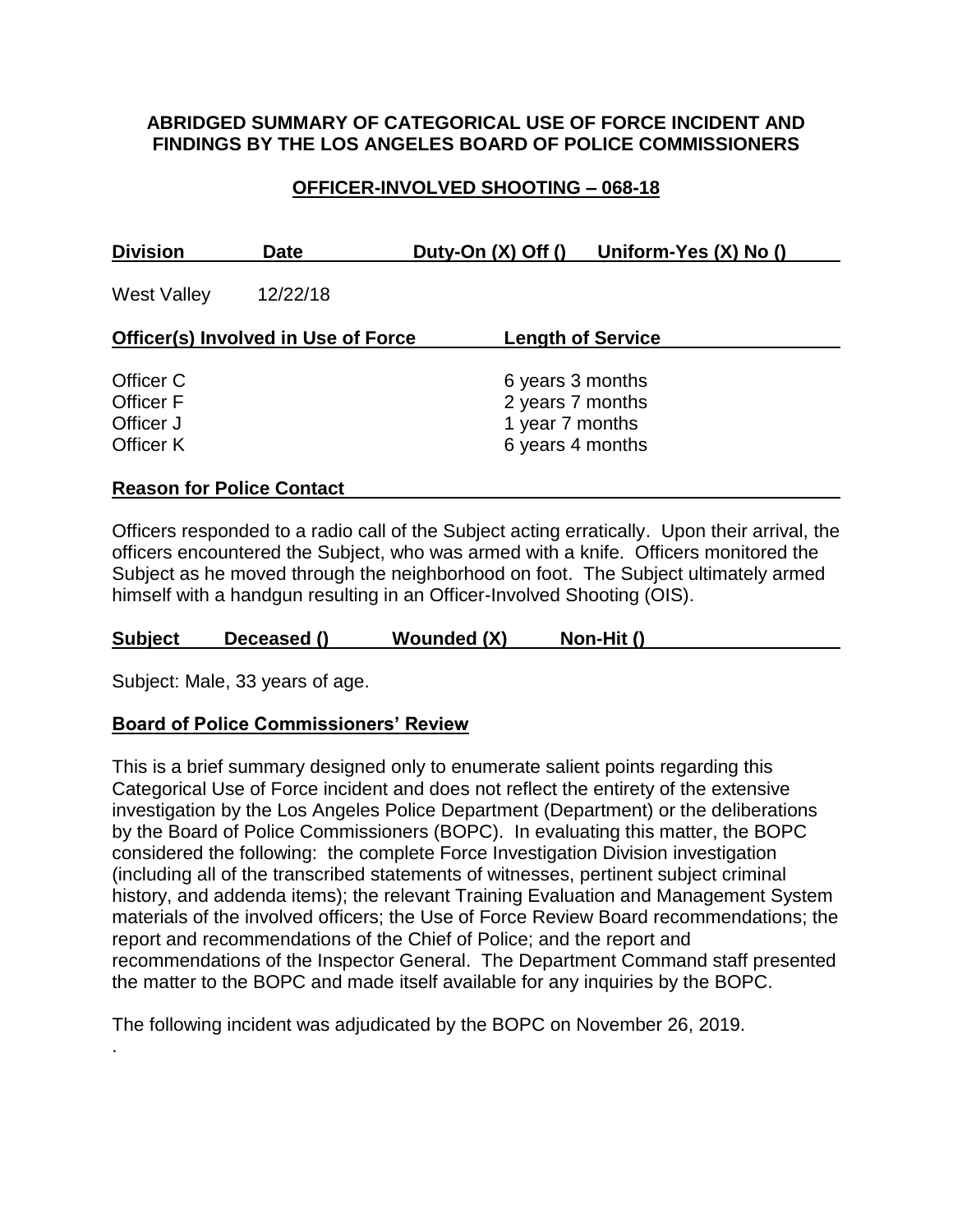# ABRIDGED SUMMARY OF CATEGORICAL USE OF FORCE INCIDENT AND FINDINGS BY THE LOS ANGELES BOARD OF POLICE COMMISSIONERS

## OFFICER-INVOLVED SHOOTING – 068-18

| Division | Date | Duty-On (X) Off () | Uniform-Yes (X) No () |
|---|---|---|---|
| West Valley | 12/22/18 | | |

| Officer(s) Involved in Use of Force | Length of Service |
|---|---|
| Officer C | 6 years 3 months |
| Officer F | 2 years 7 months |
| Officer J | 1 year 7 months |
| Officer K | 6 years 4 months |

**Reason for Police Contact**

Officers responded to a radio call of the Subject acting erratically. Upon their arrival, the officers encountered the Subject, who was armed with a knife. Officers monitored the Subject as he moved through the neighborhood on foot. The Subject ultimately armed himself with a handgun resulting in an Officer-Involved Shooting (OIS).

| Subject | Deceased () | Wounded (X) | Non-Hit () |
|---|---|---|---|

Subject: Male, 33 years of age.

**Board of Police Commissioners' Review**

This is a brief summary designed only to enumerate salient points regarding this Categorical Use of Force incident and does not reflect the entirety of the extensive investigation by the Los Angeles Police Department (Department) or the deliberations by the Board of Police Commissioners (BOPC). In evaluating this matter, the BOPC considered the following: the complete Force Investigation Division investigation (including all of the transcribed statements of witnesses, pertinent subject criminal history, and addenda items); the relevant Training Evaluation and Management System materials of the involved officers; the Use of Force Review Board recommendations; the report and recommendations of the Chief of Police; and the report and recommendations of the Inspector General. The Department Command staff presented the matter to the BOPC and made itself available for any inquiries by the BOPC.

The following incident was adjudicated by the BOPC on November 26, 2019.

.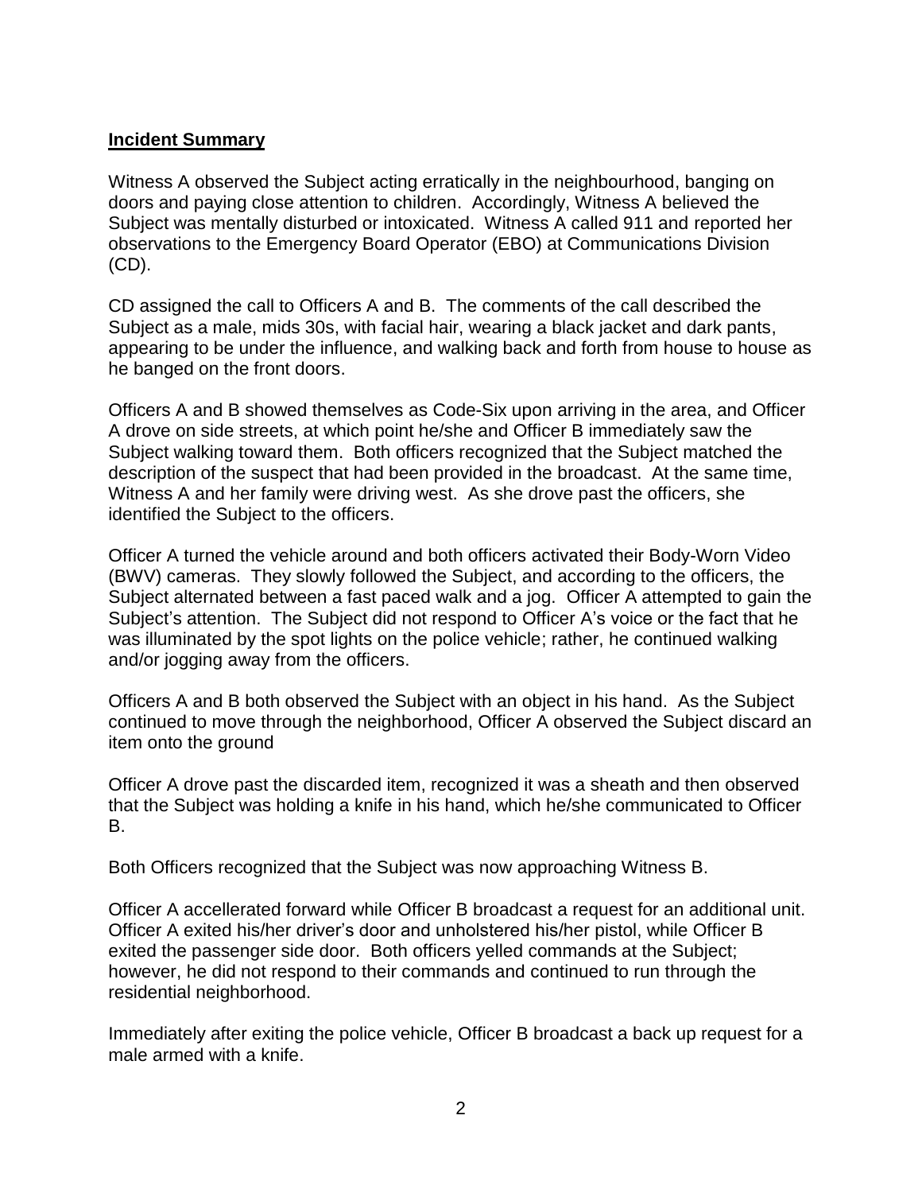**Incident Summary**

Witness A observed the Subject acting erratically in the neighbourhood, banging on doors and paying close attention to children. Accordingly, Witness A believed the Subject was mentally disturbed or intoxicated. Witness A called 911 and reported her observations to the Emergency Board Operator (EBO) at Communications Division (CD).

CD assigned the call to Officers A and B. The comments of the call described the Subject as a male, mids 30s, with facial hair, wearing a black jacket and dark pants, appearing to be under the influence, and walking back and forth from house to house as he banged on the front doors.

Officers A and B showed themselves as Code-Six upon arriving in the area, and Officer A drove on side streets, at which point he/she and Officer B immediately saw the Subject walking toward them. Both officers recognized that the Subject matched the description of the suspect that had been provided in the broadcast. At the same time, Witness A and her family were driving west. As she drove past the officers, she identified the Subject to the officers.

Officer A turned the vehicle around and both officers activated their Body-Worn Video (BWV) cameras. They slowly followed the Subject, and according to the officers, the Subject alternated between a fast paced walk and a jog. Officer A attempted to gain the Subject's attention. The Subject did not respond to Officer A's voice or the fact that he was illuminated by the spot lights on the police vehicle; rather, he continued walking and/or jogging away from the officers.

Officers A and B both observed the Subject with an object in his hand. As the Subject continued to move through the neighborhood, Officer A observed the Subject discard an item onto the ground

Officer A drove past the discarded item, recognized it was a sheath and then observed that the Subject was holding a knife in his hand, which he/she communicated to Officer B.

Both Officers recognized that the Subject was now approaching Witness B.

Officer A accellerated forward while Officer B broadcast a request for an additional unit. Officer A exited his/her driver's door and unholstered his/her pistol, while Officer B exited the passenger side door. Both officers yelled commands at the Subject; however, he did not respond to their commands and continued to run through the residential neighborhood.

Immediately after exiting the police vehicle, Officer B broadcast a back up request for a male armed with a knife.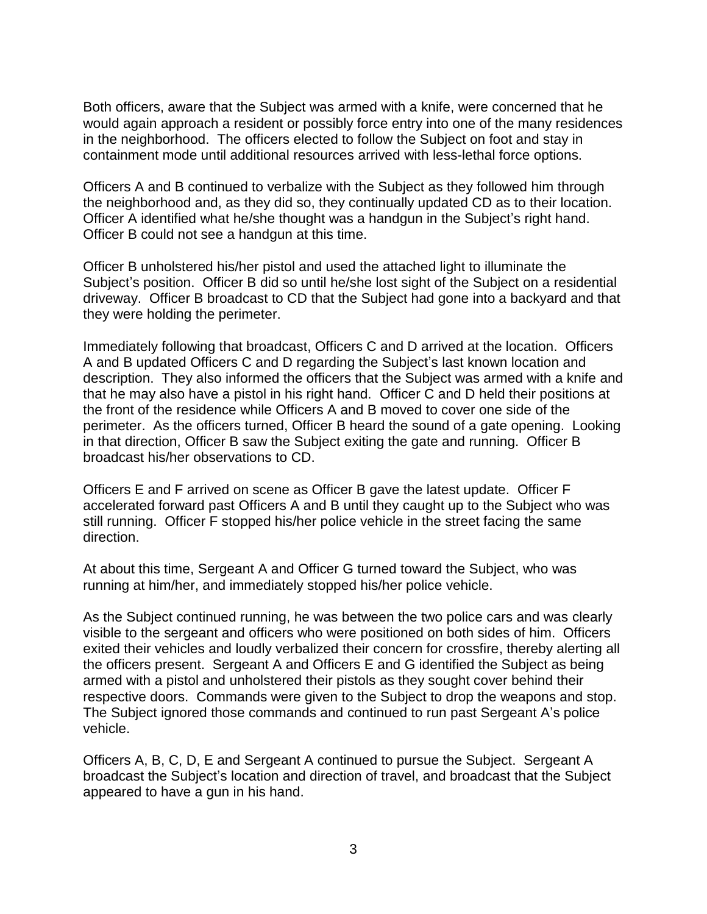Both officers, aware that the Subject was armed with a knife, were concerned that he would again approach a resident or possibly force entry into one of the many residences in the neighborhood. The officers elected to follow the Subject on foot and stay in containment mode until additional resources arrived with less-lethal force options.

Officers A and B continued to verbalize with the Subject as they followed him through the neighborhood and, as they did so, they continually updated CD as to their location. Officer A identified what he/she thought was a handgun in the Subject's right hand. Officer B could not see a handgun at this time.

Officer B unholstered his/her pistol and used the attached light to illuminate the Subject's position. Officer B did so until he/she lost sight of the Subject on a residential driveway. Officer B broadcast to CD that the Subject had gone into a backyard and that they were holding the perimeter.

Immediately following that broadcast, Officers C and D arrived at the location. Officers A and B updated Officers C and D regarding the Subject's last known location and description. They also informed the officers that the Subject was armed with a knife and that he may also have a pistol in his right hand. Officer C and D held their positions at the front of the residence while Officers A and B moved to cover one side of the perimeter. As the officers turned, Officer B heard the sound of a gate opening. Looking in that direction, Officer B saw the Subject exiting the gate and running. Officer B broadcast his/her observations to CD.

Officers E and F arrived on scene as Officer B gave the latest update. Officer F accelerated forward past Officers A and B until they caught up to the Subject who was still running. Officer F stopped his/her police vehicle in the street facing the same direction.

At about this time, Sergeant A and Officer G turned toward the Subject, who was running at him/her, and immediately stopped his/her police vehicle.

As the Subject continued running, he was between the two police cars and was clearly visible to the sergeant and officers who were positioned on both sides of him. Officers exited their vehicles and loudly verbalized their concern for crossfire, thereby alerting all the officers present. Sergeant A and Officers E and G identified the Subject as being armed with a pistol and unholstered their pistols as they sought cover behind their respective doors. Commands were given to the Subject to drop the weapons and stop. The Subject ignored those commands and continued to run past Sergeant A's police vehicle.

Officers A, B, C, D, E and Sergeant A continued to pursue the Subject. Sergeant A broadcast the Subject's location and direction of travel, and broadcast that the Subject appeared to have a gun in his hand.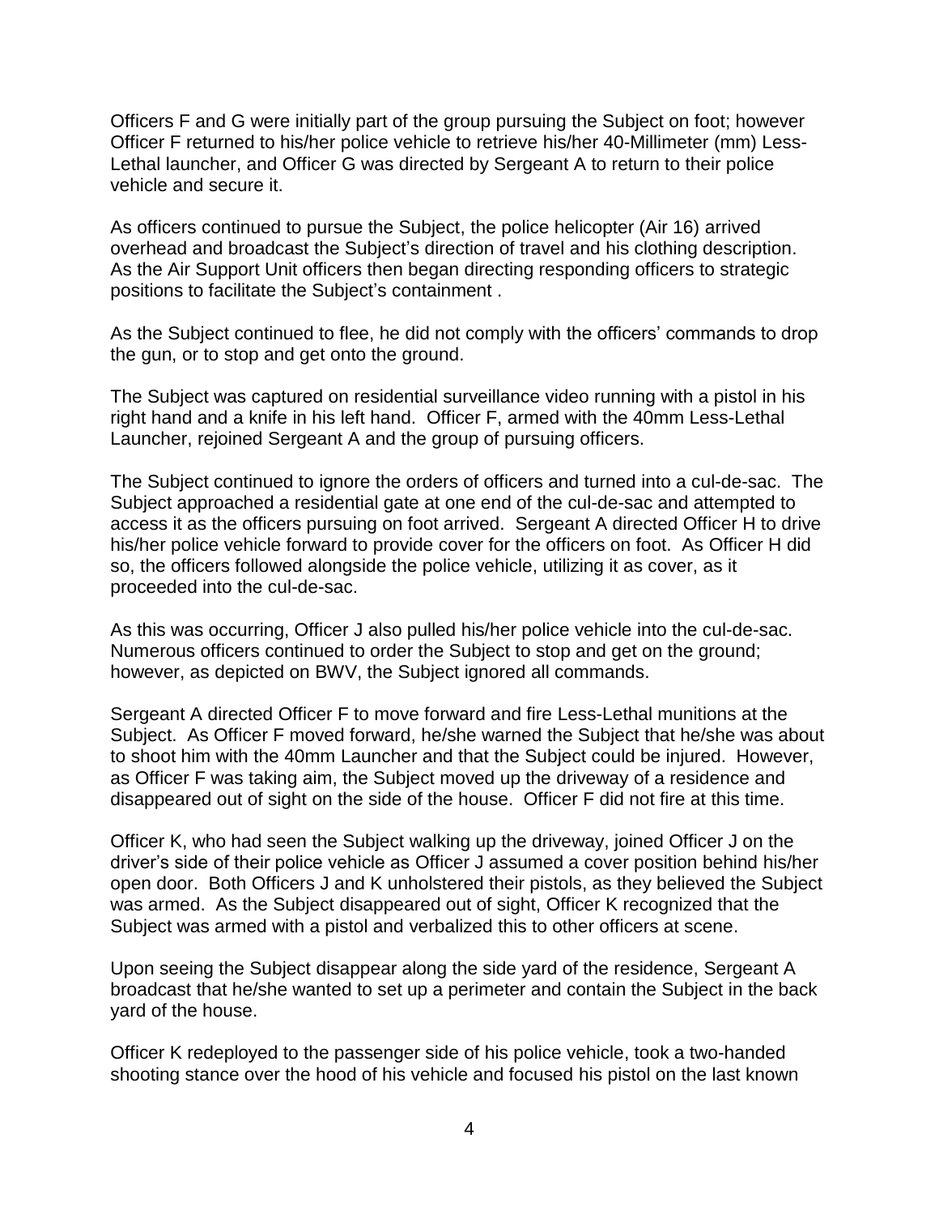Officers F and G were initially part of the group pursuing the Subject on foot; however Officer F returned to his/her police vehicle to retrieve his/her 40-Millimeter (mm) Less-Lethal launcher, and Officer G was directed by Sergeant A to return to their police vehicle and secure it.

As officers continued to pursue the Subject, the police helicopter (Air 16) arrived overhead and broadcast the Subject's direction of travel and his clothing description. As the Air Support Unit officers then began directing responding officers to strategic positions to facilitate the Subject's containment .

As the Subject continued to flee, he did not comply with the officers' commands to drop the gun, or to stop and get onto the ground.

The Subject was captured on residential surveillance video running with a pistol in his right hand and a knife in his left hand. Officer F, armed with the 40mm Less-Lethal Launcher, rejoined Sergeant A and the group of pursuing officers.

The Subject continued to ignore the orders of officers and turned into a cul-de-sac. The Subject approached a residential gate at one end of the cul-de-sac and attempted to access it as the officers pursuing on foot arrived. Sergeant A directed Officer H to drive his/her police vehicle forward to provide cover for the officers on foot. As Officer H did so, the officers followed alongside the police vehicle, utilizing it as cover, as it proceeded into the cul-de-sac.

As this was occurring, Officer J also pulled his/her police vehicle into the cul-de-sac. Numerous officers continued to order the Subject to stop and get on the ground; however, as depicted on BWV, the Subject ignored all commands.

Sergeant A directed Officer F to move forward and fire Less-Lethal munitions at the Subject. As Officer F moved forward, he/she warned the Subject that he/she was about to shoot him with the 40mm Launcher and that the Subject could be injured. However, as Officer F was taking aim, the Subject moved up the driveway of a residence and disappeared out of sight on the side of the house. Officer F did not fire at this time.

Officer K, who had seen the Subject walking up the driveway, joined Officer J on the driver's side of their police vehicle as Officer J assumed a cover position behind his/her open door. Both Officers J and K unholstered their pistols, as they believed the Subject was armed. As the Subject disappeared out of sight, Officer K recognized that the Subject was armed with a pistol and verbalized this to other officers at scene.

Upon seeing the Subject disappear along the side yard of the residence, Sergeant A broadcast that he/she wanted to set up a perimeter and contain the Subject in the back yard of the house.

Officer K redeployed to the passenger side of his police vehicle, took a two-handed shooting stance over the hood of his vehicle and focused his pistol on the last known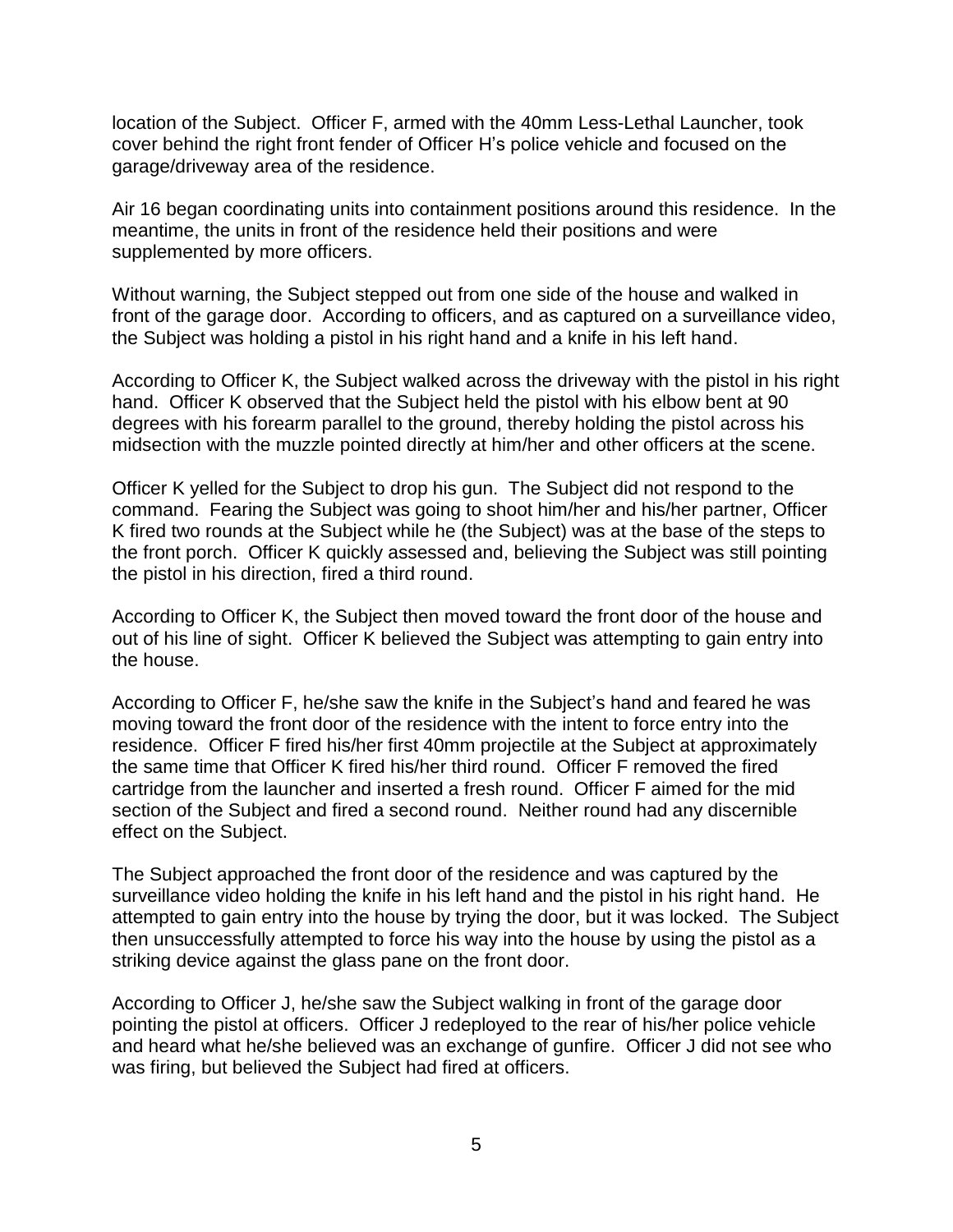location of the Subject. Officer F, armed with the 40mm Less-Lethal Launcher, took cover behind the right front fender of Officer H's police vehicle and focused on the garage/driveway area of the residence.

Air 16 began coordinating units into containment positions around this residence. In the meantime, the units in front of the residence held their positions and were supplemented by more officers.

Without warning, the Subject stepped out from one side of the house and walked in front of the garage door. According to officers, and as captured on a surveillance video, the Subject was holding a pistol in his right hand and a knife in his left hand.

According to Officer K, the Subject walked across the driveway with the pistol in his right hand. Officer K observed that the Subject held the pistol with his elbow bent at 90 degrees with his forearm parallel to the ground, thereby holding the pistol across his midsection with the muzzle pointed directly at him/her and other officers at the scene.

Officer K yelled for the Subject to drop his gun. The Subject did not respond to the command. Fearing the Subject was going to shoot him/her and his/her partner, Officer K fired two rounds at the Subject while he (the Subject) was at the base of the steps to the front porch. Officer K quickly assessed and, believing the Subject was still pointing the pistol in his direction, fired a third round.

According to Officer K, the Subject then moved toward the front door of the house and out of his line of sight. Officer K believed the Subject was attempting to gain entry into the house.

According to Officer F, he/she saw the knife in the Subject's hand and feared he was moving toward the front door of the residence with the intent to force entry into the residence. Officer F fired his/her first 40mm projectile at the Subject at approximately the same time that Officer K fired his/her third round. Officer F removed the fired cartridge from the launcher and inserted a fresh round. Officer F aimed for the mid section of the Subject and fired a second round. Neither round had any discernible effect on the Subject.

The Subject approached the front door of the residence and was captured by the surveillance video holding the knife in his left hand and the pistol in his right hand. He attempted to gain entry into the house by trying the door, but it was locked. The Subject then unsuccessfully attempted to force his way into the house by using the pistol as a striking device against the glass pane on the front door.

According to Officer J, he/she saw the Subject walking in front of the garage door pointing the pistol at officers. Officer J redeployed to the rear of his/her police vehicle and heard what he/she believed was an exchange of gunfire. Officer J did not see who was firing, but believed the Subject had fired at officers.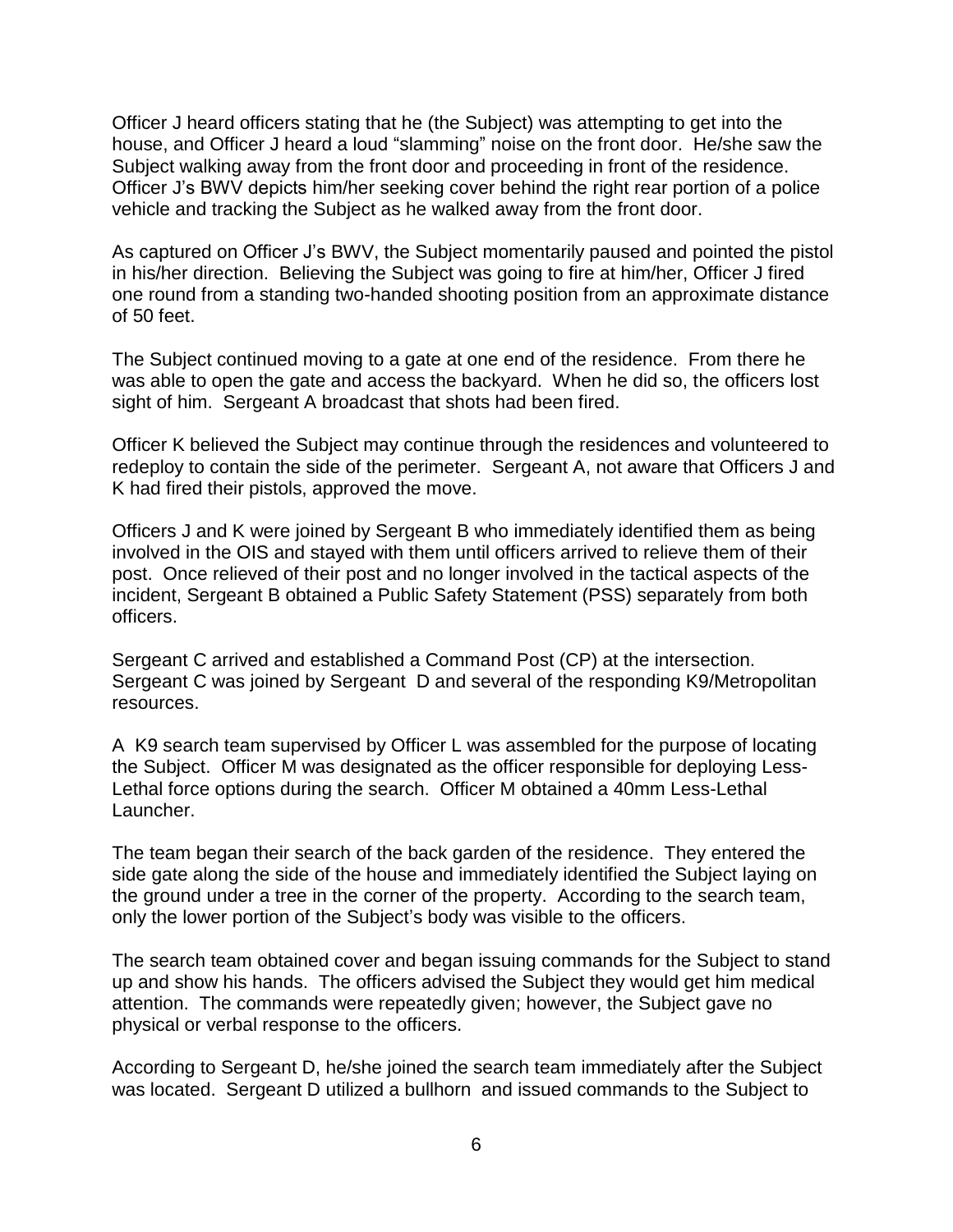Officer J heard officers stating that he (the Subject) was attempting to get into the house, and Officer J heard a loud "slamming" noise on the front door. He/she saw the Subject walking away from the front door and proceeding in front of the residence. Officer J's BWV depicts him/her seeking cover behind the right rear portion of a police vehicle and tracking the Subject as he walked away from the front door.

As captured on Officer J's BWV, the Subject momentarily paused and pointed the pistol in his/her direction. Believing the Subject was going to fire at him/her, Officer J fired one round from a standing two-handed shooting position from an approximate distance of 50 feet.

The Subject continued moving to a gate at one end of the residence. From there he was able to open the gate and access the backyard. When he did so, the officers lost sight of him. Sergeant A broadcast that shots had been fired.

Officer K believed the Subject may continue through the residences and volunteered to redeploy to contain the side of the perimeter. Sergeant A, not aware that Officers J and K had fired their pistols, approved the move.

Officers J and K were joined by Sergeant B who immediately identified them as being involved in the OIS and stayed with them until officers arrived to relieve them of their post. Once relieved of their post and no longer involved in the tactical aspects of the incident, Sergeant B obtained a Public Safety Statement (PSS) separately from both officers.

Sergeant C arrived and established a Command Post (CP) at the intersection. Sergeant C was joined by Sergeant D and several of the responding K9/Metropolitan resources.

A K9 search team supervised by Officer L was assembled for the purpose of locating the Subject. Officer M was designated as the officer responsible for deploying Less-Lethal force options during the search. Officer M obtained a 40mm Less-Lethal Launcher.

The team began their search of the back garden of the residence. They entered the side gate along the side of the house and immediately identified the Subject laying on the ground under a tree in the corner of the property. According to the search team, only the lower portion of the Subject's body was visible to the officers.

The search team obtained cover and began issuing commands for the Subject to stand up and show his hands. The officers advised the Subject they would get him medical attention. The commands were repeatedly given; however, the Subject gave no physical or verbal response to the officers.

According to Sergeant D, he/she joined the search team immediately after the Subject was located. Sergeant D utilized a bullhorn and issued commands to the Subject to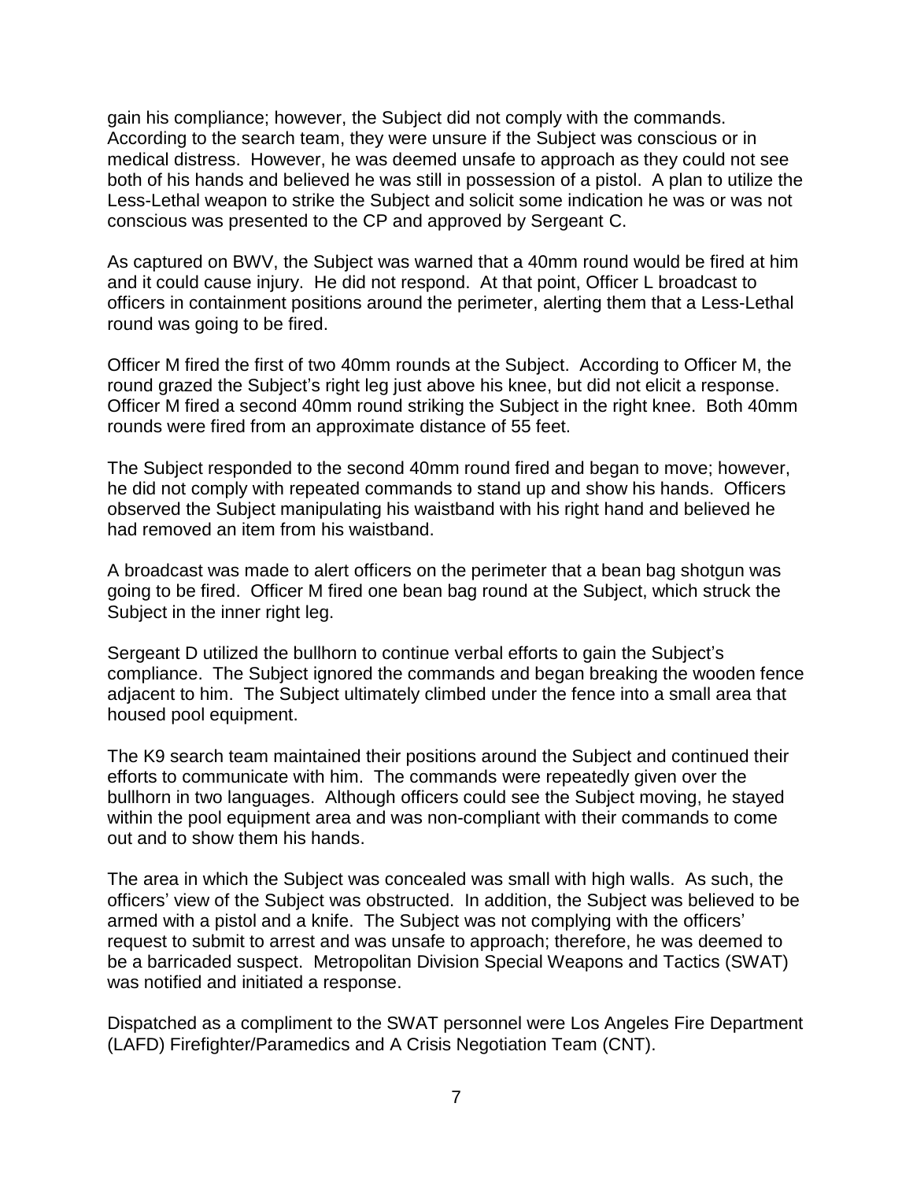gain his compliance; however, the Subject did not comply with the commands. According to the search team, they were unsure if the Subject was conscious or in medical distress. However, he was deemed unsafe to approach as they could not see both of his hands and believed he was still in possession of a pistol. A plan to utilize the Less-Lethal weapon to strike the Subject and solicit some indication he was or was not conscious was presented to the CP and approved by Sergeant C.

As captured on BWV, the Subject was warned that a 40mm round would be fired at him and it could cause injury. He did not respond. At that point, Officer L broadcast to officers in containment positions around the perimeter, alerting them that a Less-Lethal round was going to be fired.

Officer M fired the first of two 40mm rounds at the Subject. According to Officer M, the round grazed the Subject's right leg just above his knee, but did not elicit a response. Officer M fired a second 40mm round striking the Subject in the right knee. Both 40mm rounds were fired from an approximate distance of 55 feet.

The Subject responded to the second 40mm round fired and began to move; however, he did not comply with repeated commands to stand up and show his hands. Officers observed the Subject manipulating his waistband with his right hand and believed he had removed an item from his waistband.

A broadcast was made to alert officers on the perimeter that a bean bag shotgun was going to be fired. Officer M fired one bean bag round at the Subject, which struck the Subject in the inner right leg.

Sergeant D utilized the bullhorn to continue verbal efforts to gain the Subject's compliance. The Subject ignored the commands and began breaking the wooden fence adjacent to him. The Subject ultimately climbed under the fence into a small area that housed pool equipment.

The K9 search team maintained their positions around the Subject and continued their efforts to communicate with him. The commands were repeatedly given over the bullhorn in two languages. Although officers could see the Subject moving, he stayed within the pool equipment area and was non-compliant with their commands to come out and to show them his hands.

The area in which the Subject was concealed was small with high walls. As such, the officers' view of the Subject was obstructed. In addition, the Subject was believed to be armed with a pistol and a knife. The Subject was not complying with the officers' request to submit to arrest and was unsafe to approach; therefore, he was deemed to be a barricaded suspect. Metropolitan Division Special Weapons and Tactics (SWAT) was notified and initiated a response.

Dispatched as a compliment to the SWAT personnel were Los Angeles Fire Department (LAFD) Firefighter/Paramedics and A Crisis Negotiation Team (CNT).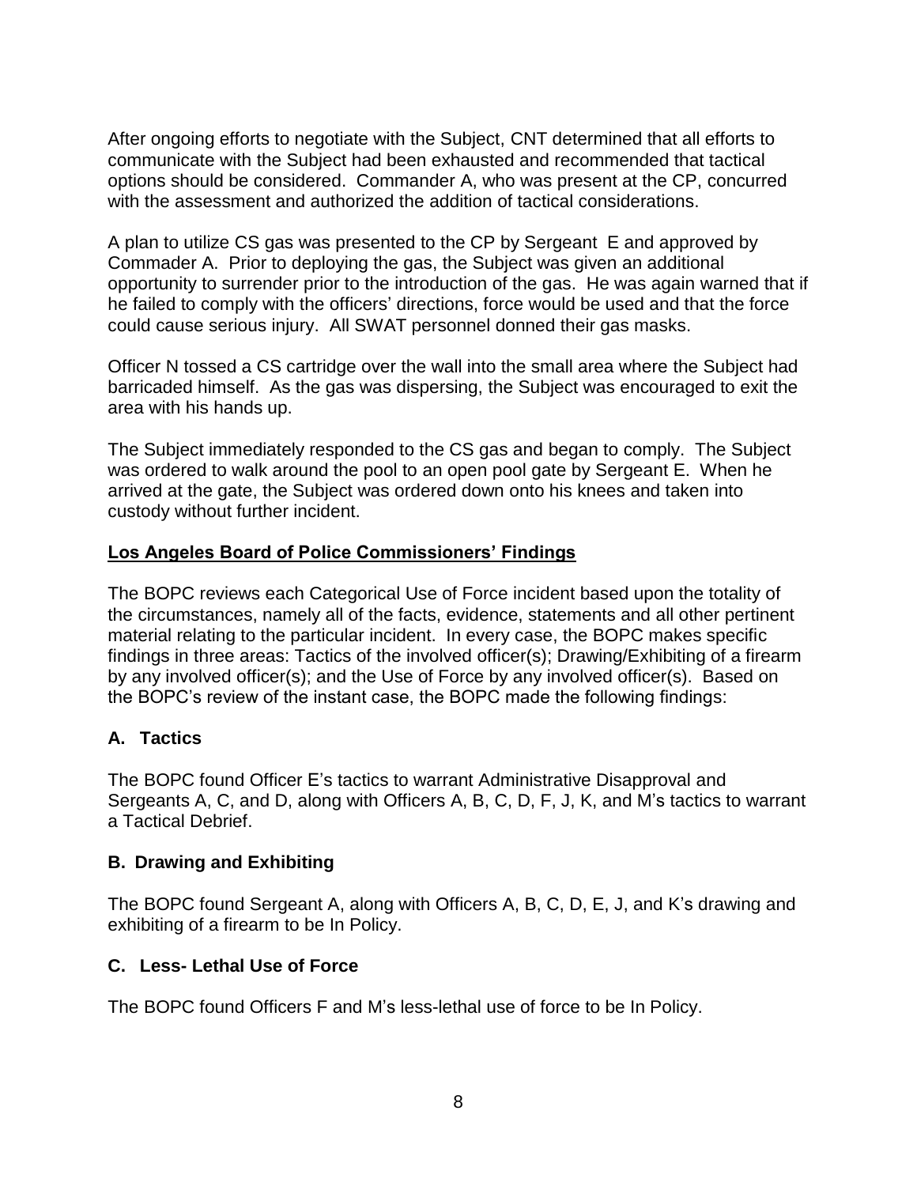After ongoing efforts to negotiate with the Subject, CNT determined that all efforts to communicate with the Subject had been exhausted and recommended that tactical options should be considered. Commander A, who was present at the CP, concurred with the assessment and authorized the addition of tactical considerations.

A plan to utilize CS gas was presented to the CP by Sergeant E and approved by Commader A. Prior to deploying the gas, the Subject was given an additional opportunity to surrender prior to the introduction of the gas. He was again warned that if he failed to comply with the officers' directions, force would be used and that the force could cause serious injury. All SWAT personnel donned their gas masks.

Officer N tossed a CS cartridge over the wall into the small area where the Subject had barricaded himself. As the gas was dispersing, the Subject was encouraged to exit the area with his hands up.

The Subject immediately responded to the CS gas and began to comply. The Subject was ordered to walk around the pool to an open pool gate by Sergeant E. When he arrived at the gate, the Subject was ordered down onto his knees and taken into custody without further incident.

## **Los Angeles Board of Police Commissioners' Findings**

The BOPC reviews each Categorical Use of Force incident based upon the totality of the circumstances, namely all of the facts, evidence, statements and all other pertinent material relating to the particular incident. In every case, the BOPC makes specific findings in three areas: Tactics of the involved officer(s); Drawing/Exhibiting of a firearm by any involved officer(s); and the Use of Force by any involved officer(s). Based on the BOPC's review of the instant case, the BOPC made the following findings:

### A. Tactics

The BOPC found Officer E's tactics to warrant Administrative Disapproval and Sergeants A, C, and D, along with Officers A, B, C, D, F, J, K, and M's tactics to warrant a Tactical Debrief.

### B. Drawing and Exhibiting

The BOPC found Sergeant A, along with Officers A, B, C, D, E, J, and K's drawing and exhibiting of a firearm to be In Policy.

### C. Less- Lethal Use of Force

The BOPC found Officers F and M's less-lethal use of force to be In Policy.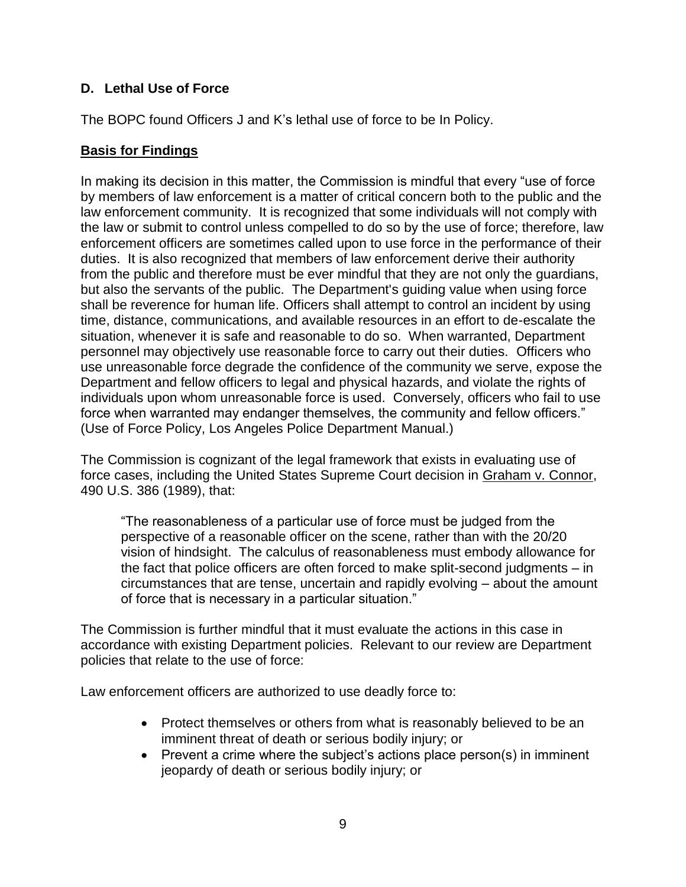### D. Lethal Use of Force

The BOPC found Officers J and K's lethal use of force to be In Policy.

**Basis for Findings**

In making its decision in this matter, the Commission is mindful that every "use of force by members of law enforcement is a matter of critical concern both to the public and the law enforcement community. It is recognized that some individuals will not comply with the law or submit to control unless compelled to do so by the use of force; therefore, law enforcement officers are sometimes called upon to use force in the performance of their duties. It is also recognized that members of law enforcement derive their authority from the public and therefore must be ever mindful that they are not only the guardians, but also the servants of the public. The Department's guiding value when using force shall be reverence for human life. Officers shall attempt to control an incident by using time, distance, communications, and available resources in an effort to de-escalate the situation, whenever it is safe and reasonable to do so. When warranted, Department personnel may objectively use reasonable force to carry out their duties. Officers who use unreasonable force degrade the confidence of the community we serve, expose the Department and fellow officers to legal and physical hazards, and violate the rights of individuals upon whom unreasonable force is used. Conversely, officers who fail to use force when warranted may endanger themselves, the community and fellow officers." (Use of Force Policy, Los Angeles Police Department Manual.)

The Commission is cognizant of the legal framework that exists in evaluating use of force cases, including the United States Supreme Court decision in Graham v. Connor, 490 U.S. 386 (1989), that:

> "The reasonableness of a particular use of force must be judged from the perspective of a reasonable officer on the scene, rather than with the 20/20 vision of hindsight. The calculus of reasonableness must embody allowance for the fact that police officers are often forced to make split-second judgments – in circumstances that are tense, uncertain and rapidly evolving – about the amount of force that is necessary in a particular situation."

The Commission is further mindful that it must evaluate the actions in this case in accordance with existing Department policies. Relevant to our review are Department policies that relate to the use of force:

Law enforcement officers are authorized to use deadly force to:

- Protect themselves or others from what is reasonably believed to be an imminent threat of death or serious bodily injury; or
- Prevent a crime where the subject's actions place person(s) in imminent jeopardy of death or serious bodily injury; or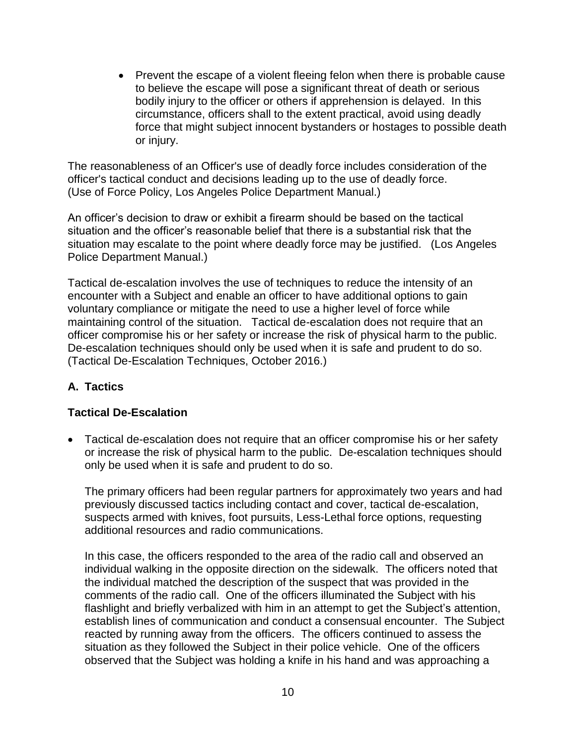- Prevent the escape of a violent fleeing felon when there is probable cause to believe the escape will pose a significant threat of death or serious bodily injury to the officer or others if apprehension is delayed. In this circumstance, officers shall to the extent practical, avoid using deadly force that might subject innocent bystanders or hostages to possible death or injury.

The reasonableness of an Officer's use of deadly force includes consideration of the officer's tactical conduct and decisions leading up to the use of deadly force. (Use of Force Policy, Los Angeles Police Department Manual.)

An officer's decision to draw or exhibit a firearm should be based on the tactical situation and the officer's reasonable belief that there is a substantial risk that the situation may escalate to the point where deadly force may be justified. (Los Angeles Police Department Manual.)

Tactical de-escalation involves the use of techniques to reduce the intensity of an encounter with a Subject and enable an officer to have additional options to gain voluntary compliance or mitigate the need to use a higher level of force while maintaining control of the situation. Tactical de-escalation does not require that an officer compromise his or her safety or increase the risk of physical harm to the public. De-escalation techniques should only be used when it is safe and prudent to do so. (Tactical De-Escalation Techniques, October 2016.)

## A. Tactics

### Tactical De-Escalation

- Tactical de-escalation does not require that an officer compromise his or her safety or increase the risk of physical harm to the public. De-escalation techniques should only be used when it is safe and prudent to do so.

  The primary officers had been regular partners for approximately two years and had previously discussed tactics including contact and cover, tactical de-escalation, suspects armed with knives, foot pursuits, Less-Lethal force options, requesting additional resources and radio communications.

  In this case, the officers responded to the area of the radio call and observed an individual walking in the opposite direction on the sidewalk. The officers noted that the individual matched the description of the suspect that was provided in the comments of the radio call. One of the officers illuminated the Subject with his flashlight and briefly verbalized with him in an attempt to get the Subject's attention, establish lines of communication and conduct a consensual encounter. The Subject reacted by running away from the officers. The officers continued to assess the situation as they followed the Subject in their police vehicle. One of the officers observed that the Subject was holding a knife in his hand and was approaching a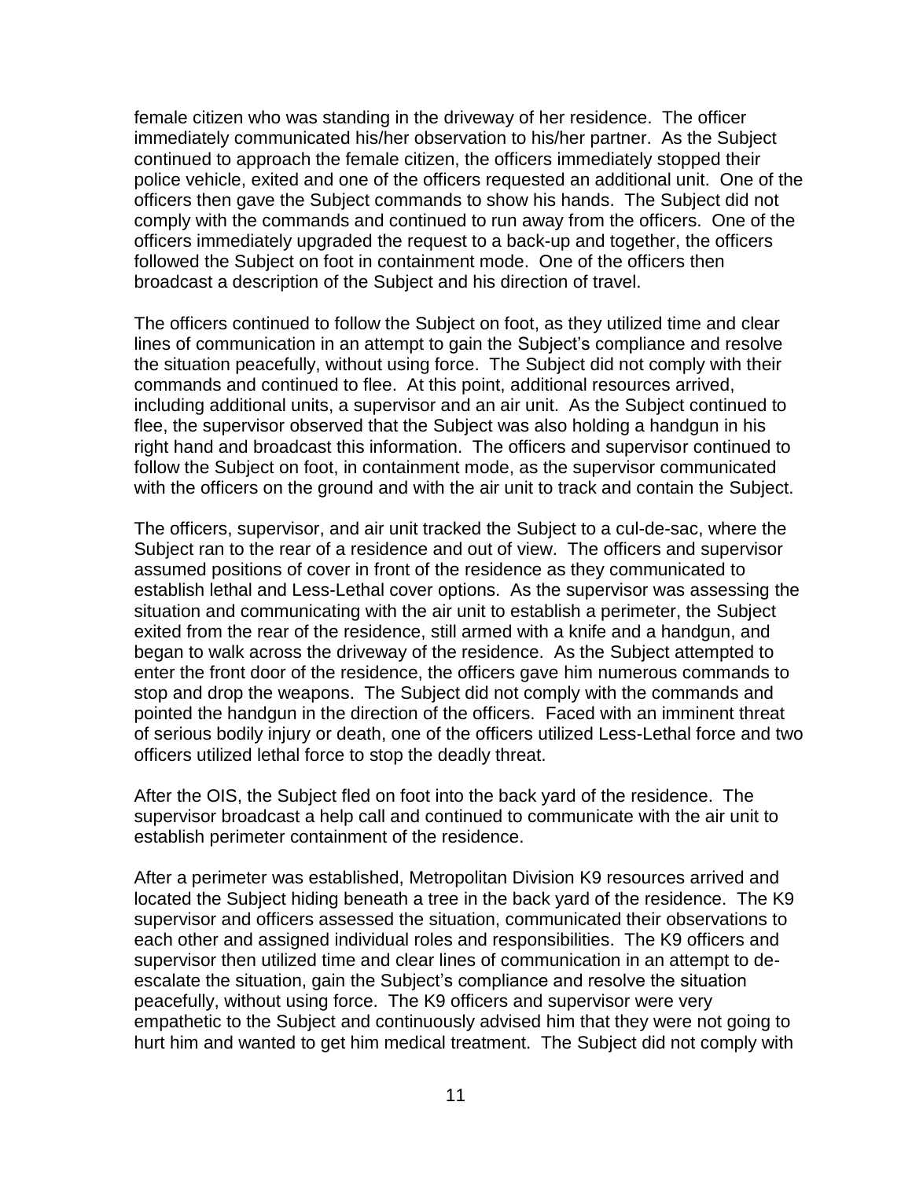female citizen who was standing in the driveway of her residence. The officer immediately communicated his/her observation to his/her partner. As the Subject continued to approach the female citizen, the officers immediately stopped their police vehicle, exited and one of the officers requested an additional unit. One of the officers then gave the Subject commands to show his hands. The Subject did not comply with the commands and continued to run away from the officers. One of the officers immediately upgraded the request to a back-up and together, the officers followed the Subject on foot in containment mode. One of the officers then broadcast a description of the Subject and his direction of travel.

The officers continued to follow the Subject on foot, as they utilized time and clear lines of communication in an attempt to gain the Subject's compliance and resolve the situation peacefully, without using force. The Subject did not comply with their commands and continued to flee. At this point, additional resources arrived, including additional units, a supervisor and an air unit. As the Subject continued to flee, the supervisor observed that the Subject was also holding a handgun in his right hand and broadcast this information. The officers and supervisor continued to follow the Subject on foot, in containment mode, as the supervisor communicated with the officers on the ground and with the air unit to track and contain the Subject.

The officers, supervisor, and air unit tracked the Subject to a cul-de-sac, where the Subject ran to the rear of a residence and out of view. The officers and supervisor assumed positions of cover in front of the residence as they communicated to establish lethal and Less-Lethal cover options. As the supervisor was assessing the situation and communicating with the air unit to establish a perimeter, the Subject exited from the rear of the residence, still armed with a knife and a handgun, and began to walk across the driveway of the residence. As the Subject attempted to enter the front door of the residence, the officers gave him numerous commands to stop and drop the weapons. The Subject did not comply with the commands and pointed the handgun in the direction of the officers. Faced with an imminent threat of serious bodily injury or death, one of the officers utilized Less-Lethal force and two officers utilized lethal force to stop the deadly threat.

After the OIS, the Subject fled on foot into the back yard of the residence. The supervisor broadcast a help call and continued to communicate with the air unit to establish perimeter containment of the residence.

After a perimeter was established, Metropolitan Division K9 resources arrived and located the Subject hiding beneath a tree in the back yard of the residence. The K9 supervisor and officers assessed the situation, communicated their observations to each other and assigned individual roles and responsibilities. The K9 officers and supervisor then utilized time and clear lines of communication in an attempt to de-escalate the situation, gain the Subject's compliance and resolve the situation peacefully, without using force. The K9 officers and supervisor were very empathetic to the Subject and continuously advised him that they were not going to hurt him and wanted to get him medical treatment. The Subject did not comply with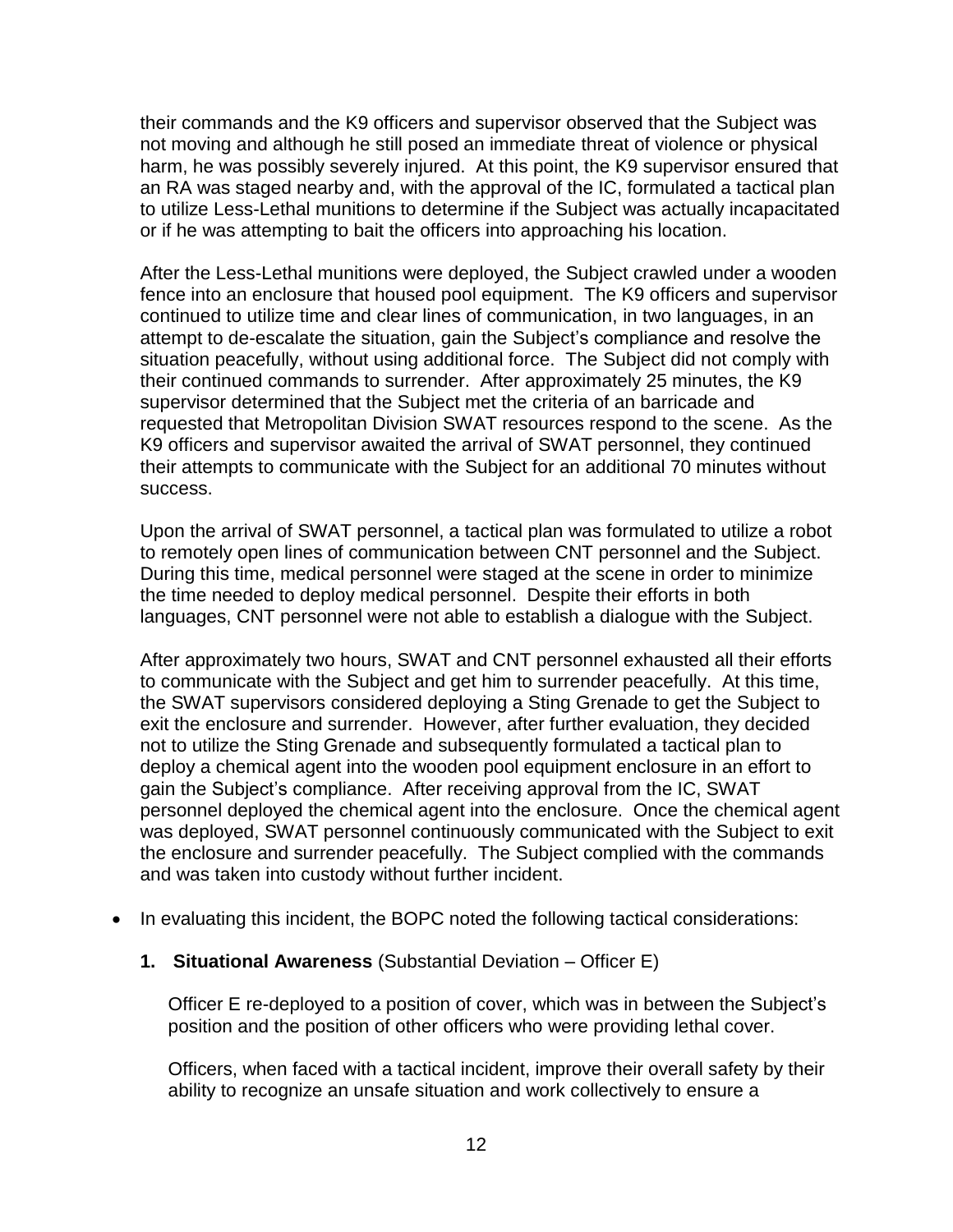their commands and the K9 officers and supervisor observed that the Subject was not moving and although he still posed an immediate threat of violence or physical harm, he was possibly severely injured. At this point, the K9 supervisor ensured that an RA was staged nearby and, with the approval of the IC, formulated a tactical plan to utilize Less-Lethal munitions to determine if the Subject was actually incapacitated or if he was attempting to bait the officers into approaching his location.

After the Less-Lethal munitions were deployed, the Subject crawled under a wooden fence into an enclosure that housed pool equipment. The K9 officers and supervisor continued to utilize time and clear lines of communication, in two languages, in an attempt to de-escalate the situation, gain the Subject's compliance and resolve the situation peacefully, without using additional force. The Subject did not comply with their continued commands to surrender. After approximately 25 minutes, the K9 supervisor determined that the Subject met the criteria of an barricade and requested that Metropolitan Division SWAT resources respond to the scene. As the K9 officers and supervisor awaited the arrival of SWAT personnel, they continued their attempts to communicate with the Subject for an additional 70 minutes without success.

Upon the arrival of SWAT personnel, a tactical plan was formulated to utilize a robot to remotely open lines of communication between CNT personnel and the Subject. During this time, medical personnel were staged at the scene in order to minimize the time needed to deploy medical personnel. Despite their efforts in both languages, CNT personnel were not able to establish a dialogue with the Subject.

After approximately two hours, SWAT and CNT personnel exhausted all their efforts to communicate with the Subject and get him to surrender peacefully. At this time, the SWAT supervisors considered deploying a Sting Grenade to get the Subject to exit the enclosure and surrender. However, after further evaluation, they decided not to utilize the Sting Grenade and subsequently formulated a tactical plan to deploy a chemical agent into the wooden pool equipment enclosure in an effort to gain the Subject's compliance. After receiving approval from the IC, SWAT personnel deployed the chemical agent into the enclosure. Once the chemical agent was deployed, SWAT personnel continuously communicated with the Subject to exit the enclosure and surrender peacefully. The Subject complied with the commands and was taken into custody without further incident.

- In evaluating this incident, the BOPC noted the following tactical considerations:

   1. **Situational Awareness** (Substantial Deviation – Officer E)

      Officer E re-deployed to a position of cover, which was in between the Subject's position and the position of other officers who were providing lethal cover.

      Officers, when faced with a tactical incident, improve their overall safety by their ability to recognize an unsafe situation and work collectively to ensure a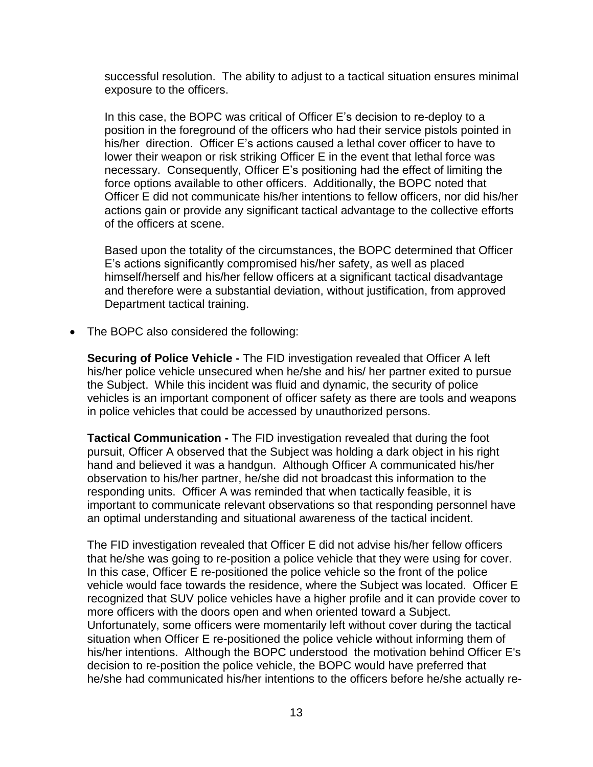successful resolution. The ability to adjust to a tactical situation ensures minimal exposure to the officers.

In this case, the BOPC was critical of Officer E's decision to re-deploy to a position in the foreground of the officers who had their service pistols pointed in his/her direction. Officer E's actions caused a lethal cover officer to have to lower their weapon or risk striking Officer E in the event that lethal force was necessary. Consequently, Officer E's positioning had the effect of limiting the force options available to other officers. Additionally, the BOPC noted that Officer E did not communicate his/her intentions to fellow officers, nor did his/her actions gain or provide any significant tactical advantage to the collective efforts of the officers at scene.

Based upon the totality of the circumstances, the BOPC determined that Officer E's actions significantly compromised his/her safety, as well as placed himself/herself and his/her fellow officers at a significant tactical disadvantage and therefore were a substantial deviation, without justification, from approved Department tactical training.

- The BOPC also considered the following:

  **Securing of Police Vehicle -** The FID investigation revealed that Officer A left his/her police vehicle unsecured when he/she and his/ her partner exited to pursue the Subject. While this incident was fluid and dynamic, the security of police vehicles is an important component of officer safety as there are tools and weapons in police vehicles that could be accessed by unauthorized persons.

  **Tactical Communication -** The FID investigation revealed that during the foot pursuit, Officer A observed that the Subject was holding a dark object in his right hand and believed it was a handgun. Although Officer A communicated his/her observation to his/her partner, he/she did not broadcast this information to the responding units. Officer A was reminded that when tactically feasible, it is important to communicate relevant observations so that responding personnel have an optimal understanding and situational awareness of the tactical incident.

  The FID investigation revealed that Officer E did not advise his/her fellow officers that he/she was going to re-position a police vehicle that they were using for cover. In this case, Officer E re-positioned the police vehicle so the front of the police vehicle would face towards the residence, where the Subject was located. Officer E recognized that SUV police vehicles have a higher profile and it can provide cover to more officers with the doors open and when oriented toward a Subject. Unfortunately, some officers were momentarily left without cover during the tactical situation when Officer E re-positioned the police vehicle without informing them of his/her intentions. Although the BOPC understood the motivation behind Officer E's decision to re-position the police vehicle, the BOPC would have preferred that he/she had communicated his/her intentions to the officers before he/she actually re-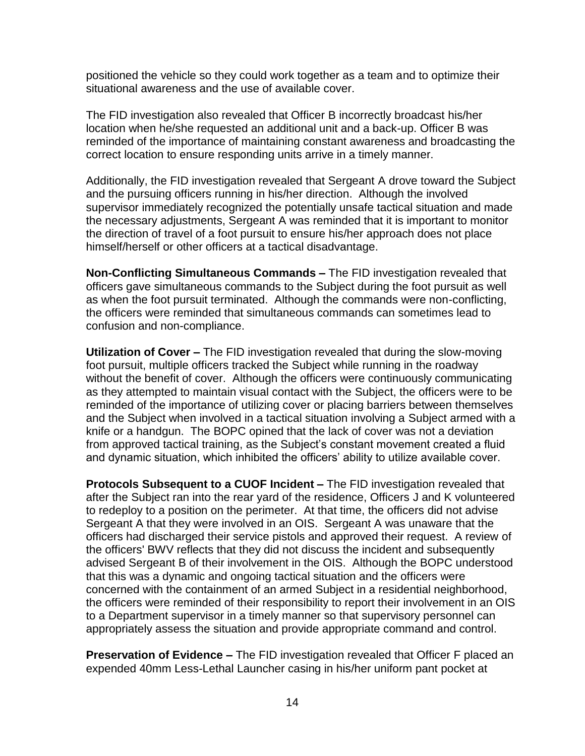positioned the vehicle so they could work together as a team and to optimize their situational awareness and the use of available cover.

The FID investigation also revealed that Officer B incorrectly broadcast his/her location when he/she requested an additional unit and a back-up. Officer B was reminded of the importance of maintaining constant awareness and broadcasting the correct location to ensure responding units arrive in a timely manner.

Additionally, the FID investigation revealed that Sergeant A drove toward the Subject and the pursuing officers running in his/her direction. Although the involved supervisor immediately recognized the potentially unsafe tactical situation and made the necessary adjustments, Sergeant A was reminded that it is important to monitor the direction of travel of a foot pursuit to ensure his/her approach does not place himself/herself or other officers at a tactical disadvantage.

**Non-Conflicting Simultaneous Commands –** The FID investigation revealed that officers gave simultaneous commands to the Subject during the foot pursuit as well as when the foot pursuit terminated. Although the commands were non-conflicting, the officers were reminded that simultaneous commands can sometimes lead to confusion and non-compliance.

**Utilization of Cover –** The FID investigation revealed that during the slow-moving foot pursuit, multiple officers tracked the Subject while running in the roadway without the benefit of cover. Although the officers were continuously communicating as they attempted to maintain visual contact with the Subject, the officers were to be reminded of the importance of utilizing cover or placing barriers between themselves and the Subject when involved in a tactical situation involving a Subject armed with a knife or a handgun. The BOPC opined that the lack of cover was not a deviation from approved tactical training, as the Subject's constant movement created a fluid and dynamic situation, which inhibited the officers' ability to utilize available cover.

**Protocols Subsequent to a CUOF Incident –** The FID investigation revealed that after the Subject ran into the rear yard of the residence, Officers J and K volunteered to redeploy to a position on the perimeter. At that time, the officers did not advise Sergeant A that they were involved in an OIS. Sergeant A was unaware that the officers had discharged their service pistols and approved their request. A review of the officers' BWV reflects that they did not discuss the incident and subsequently advised Sergeant B of their involvement in the OIS. Although the BOPC understood that this was a dynamic and ongoing tactical situation and the officers were concerned with the containment of an armed Subject in a residential neighborhood, the officers were reminded of their responsibility to report their involvement in an OIS to a Department supervisor in a timely manner so that supervisory personnel can appropriately assess the situation and provide appropriate command and control.

**Preservation of Evidence –** The FID investigation revealed that Officer F placed an expended 40mm Less-Lethal Launcher casing in his/her uniform pant pocket at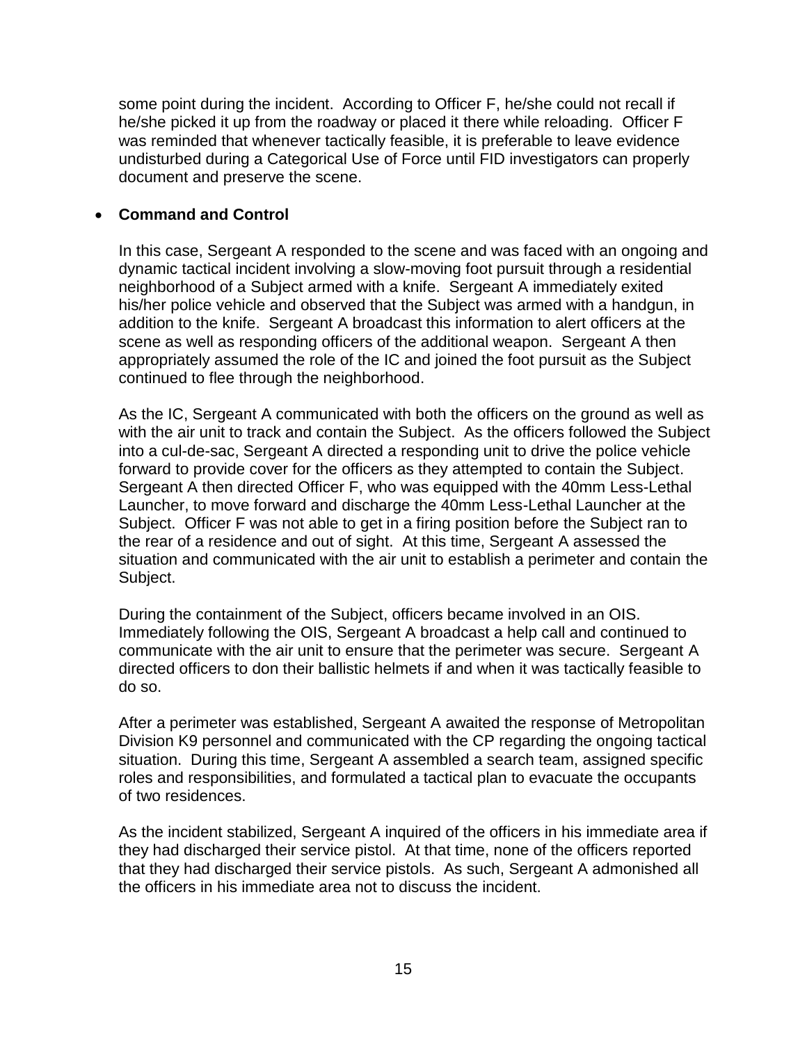some point during the incident. According to Officer F, he/she could not recall if he/she picked it up from the roadway or placed it there while reloading. Officer F was reminded that whenever tactically feasible, it is preferable to leave evidence undisturbed during a Categorical Use of Force until FID investigators can properly document and preserve the scene.

- **Command and Control**

  In this case, Sergeant A responded to the scene and was faced with an ongoing and dynamic tactical incident involving a slow-moving foot pursuit through a residential neighborhood of a Subject armed with a knife. Sergeant A immediately exited his/her police vehicle and observed that the Subject was armed with a handgun, in addition to the knife. Sergeant A broadcast this information to alert officers at the scene as well as responding officers of the additional weapon. Sergeant A then appropriately assumed the role of the IC and joined the foot pursuit as the Subject continued to flee through the neighborhood.

  As the IC, Sergeant A communicated with both the officers on the ground as well as with the air unit to track and contain the Subject. As the officers followed the Subject into a cul-de-sac, Sergeant A directed a responding unit to drive the police vehicle forward to provide cover for the officers as they attempted to contain the Subject. Sergeant A then directed Officer F, who was equipped with the 40mm Less-Lethal Launcher, to move forward and discharge the 40mm Less-Lethal Launcher at the Subject. Officer F was not able to get in a firing position before the Subject ran to the rear of a residence and out of sight. At this time, Sergeant A assessed the situation and communicated with the air unit to establish a perimeter and contain the Subject.

  During the containment of the Subject, officers became involved in an OIS. Immediately following the OIS, Sergeant A broadcast a help call and continued to communicate with the air unit to ensure that the perimeter was secure. Sergeant A directed officers to don their ballistic helmets if and when it was tactically feasible to do so.

  After a perimeter was established, Sergeant A awaited the response of Metropolitan Division K9 personnel and communicated with the CP regarding the ongoing tactical situation. During this time, Sergeant A assembled a search team, assigned specific roles and responsibilities, and formulated a tactical plan to evacuate the occupants of two residences.

  As the incident stabilized, Sergeant A inquired of the officers in his immediate area if they had discharged their service pistol. At that time, none of the officers reported that they had discharged their service pistols. As such, Sergeant A admonished all the officers in his immediate area not to discuss the incident.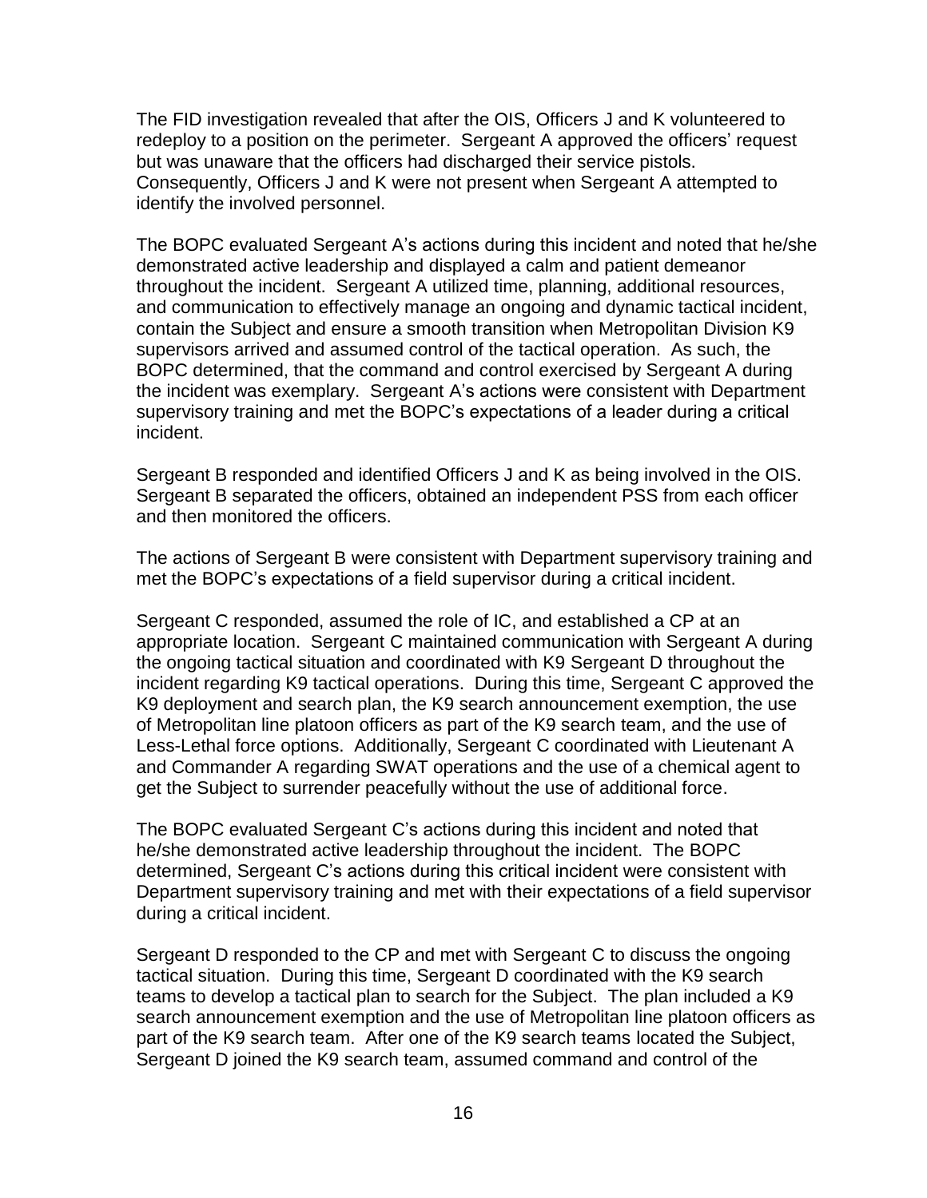The FID investigation revealed that after the OIS, Officers J and K volunteered to redeploy to a position on the perimeter. Sergeant A approved the officers' request but was unaware that the officers had discharged their service pistols. Consequently, Officers J and K were not present when Sergeant A attempted to identify the involved personnel.

The BOPC evaluated Sergeant A's actions during this incident and noted that he/she demonstrated active leadership and displayed a calm and patient demeanor throughout the incident. Sergeant A utilized time, planning, additional resources, and communication to effectively manage an ongoing and dynamic tactical incident, contain the Subject and ensure a smooth transition when Metropolitan Division K9 supervisors arrived and assumed control of the tactical operation. As such, the BOPC determined, that the command and control exercised by Sergeant A during the incident was exemplary. Sergeant A's actions were consistent with Department supervisory training and met the BOPC's expectations of a leader during a critical incident.

Sergeant B responded and identified Officers J and K as being involved in the OIS. Sergeant B separated the officers, obtained an independent PSS from each officer and then monitored the officers.

The actions of Sergeant B were consistent with Department supervisory training and met the BOPC's expectations of a field supervisor during a critical incident.

Sergeant C responded, assumed the role of IC, and established a CP at an appropriate location. Sergeant C maintained communication with Sergeant A during the ongoing tactical situation and coordinated with K9 Sergeant D throughout the incident regarding K9 tactical operations. During this time, Sergeant C approved the K9 deployment and search plan, the K9 search announcement exemption, the use of Metropolitan line platoon officers as part of the K9 search team, and the use of Less-Lethal force options. Additionally, Sergeant C coordinated with Lieutenant A and Commander A regarding SWAT operations and the use of a chemical agent to get the Subject to surrender peacefully without the use of additional force.

The BOPC evaluated Sergeant C's actions during this incident and noted that he/she demonstrated active leadership throughout the incident. The BOPC determined, Sergeant C's actions during this critical incident were consistent with Department supervisory training and met with their expectations of a field supervisor during a critical incident.

Sergeant D responded to the CP and met with Sergeant C to discuss the ongoing tactical situation. During this time, Sergeant D coordinated with the K9 search teams to develop a tactical plan to search for the Subject. The plan included a K9 search announcement exemption and the use of Metropolitan line platoon officers as part of the K9 search team. After one of the K9 search teams located the Subject, Sergeant D joined the K9 search team, assumed command and control of the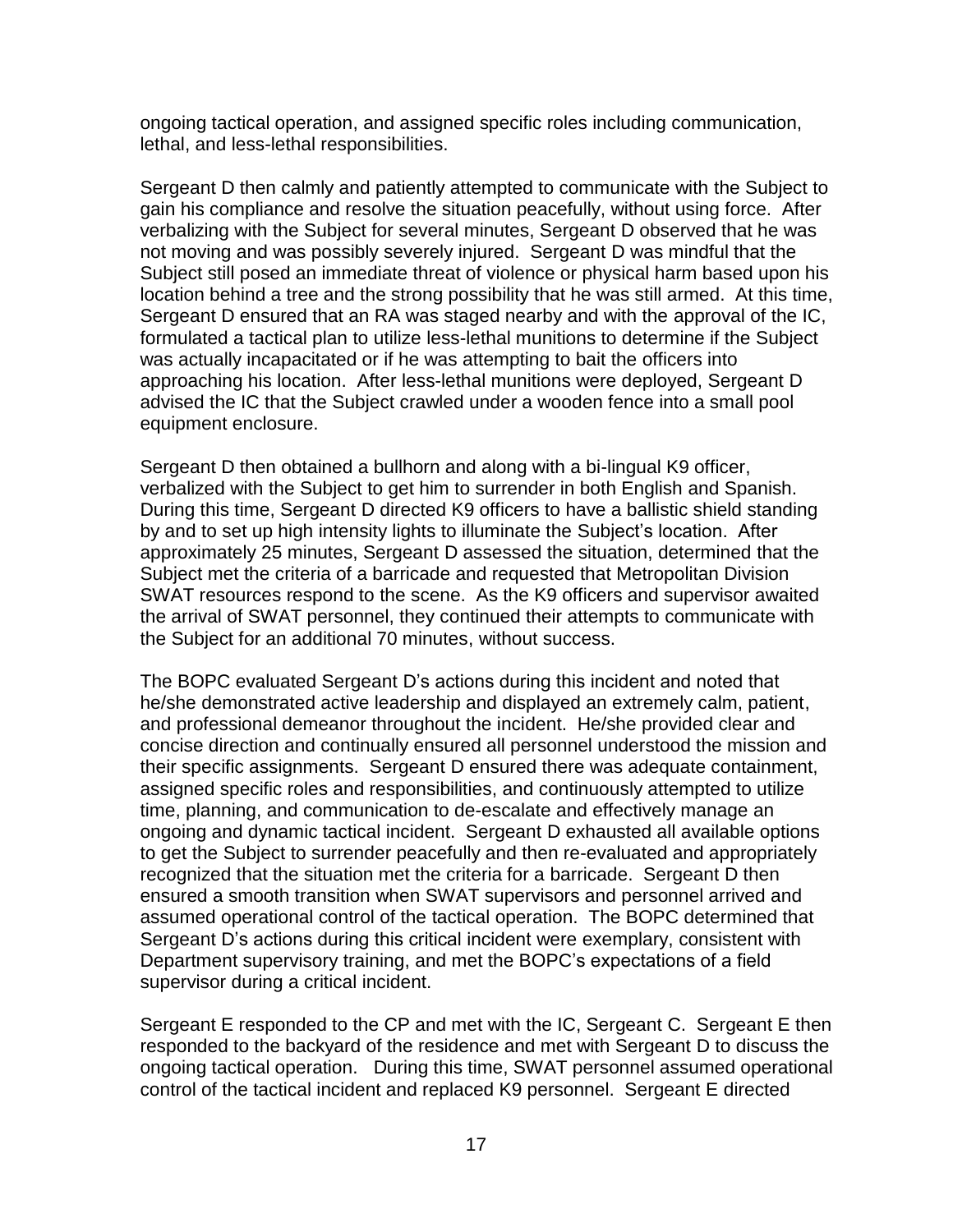ongoing tactical operation, and assigned specific roles including communication, lethal, and less-lethal responsibilities.

Sergeant D then calmly and patiently attempted to communicate with the Subject to gain his compliance and resolve the situation peacefully, without using force. After verbalizing with the Subject for several minutes, Sergeant D observed that he was not moving and was possibly severely injured. Sergeant D was mindful that the Subject still posed an immediate threat of violence or physical harm based upon his location behind a tree and the strong possibility that he was still armed. At this time, Sergeant D ensured that an RA was staged nearby and with the approval of the IC, formulated a tactical plan to utilize less-lethal munitions to determine if the Subject was actually incapacitated or if he was attempting to bait the officers into approaching his location. After less-lethal munitions were deployed, Sergeant D advised the IC that the Subject crawled under a wooden fence into a small pool equipment enclosure.

Sergeant D then obtained a bullhorn and along with a bi-lingual K9 officer, verbalized with the Subject to get him to surrender in both English and Spanish. During this time, Sergeant D directed K9 officers to have a ballistic shield standing by and to set up high intensity lights to illuminate the Subject's location. After approximately 25 minutes, Sergeant D assessed the situation, determined that the Subject met the criteria of a barricade and requested that Metropolitan Division SWAT resources respond to the scene. As the K9 officers and supervisor awaited the arrival of SWAT personnel, they continued their attempts to communicate with the Subject for an additional 70 minutes, without success.

The BOPC evaluated Sergeant D's actions during this incident and noted that he/she demonstrated active leadership and displayed an extremely calm, patient, and professional demeanor throughout the incident. He/she provided clear and concise direction and continually ensured all personnel understood the mission and their specific assignments. Sergeant D ensured there was adequate containment, assigned specific roles and responsibilities, and continuously attempted to utilize time, planning, and communication to de-escalate and effectively manage an ongoing and dynamic tactical incident. Sergeant D exhausted all available options to get the Subject to surrender peacefully and then re-evaluated and appropriately recognized that the situation met the criteria for a barricade. Sergeant D then ensured a smooth transition when SWAT supervisors and personnel arrived and assumed operational control of the tactical operation. The BOPC determined that Sergeant D's actions during this critical incident were exemplary, consistent with Department supervisory training, and met the BOPC's expectations of a field supervisor during a critical incident.

Sergeant E responded to the CP and met with the IC, Sergeant C. Sergeant E then responded to the backyard of the residence and met with Sergeant D to discuss the ongoing tactical operation. During this time, SWAT personnel assumed operational control of the tactical incident and replaced K9 personnel. Sergeant E directed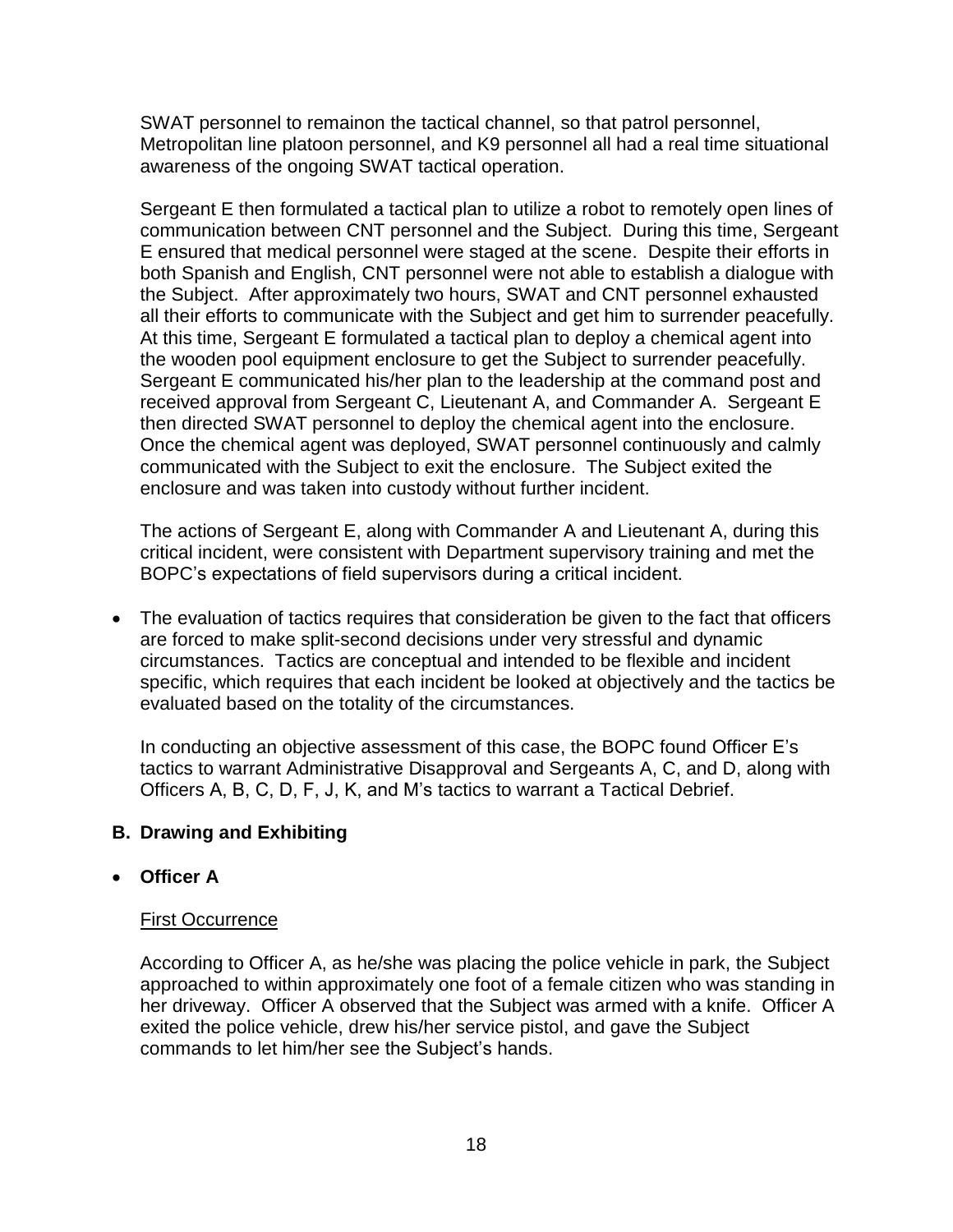SWAT personnel to remainon the tactical channel, so that patrol personnel, Metropolitan line platoon personnel, and K9 personnel all had a real time situational awareness of the ongoing SWAT tactical operation.

Sergeant E then formulated a tactical plan to utilize a robot to remotely open lines of communication between CNT personnel and the Subject. During this time, Sergeant E ensured that medical personnel were staged at the scene. Despite their efforts in both Spanish and English, CNT personnel were not able to establish a dialogue with the Subject. After approximately two hours, SWAT and CNT personnel exhausted all their efforts to communicate with the Subject and get him to surrender peacefully. At this time, Sergeant E formulated a tactical plan to deploy a chemical agent into the wooden pool equipment enclosure to get the Subject to surrender peacefully. Sergeant E communicated his/her plan to the leadership at the command post and received approval from Sergeant C, Lieutenant A, and Commander A. Sergeant E then directed SWAT personnel to deploy the chemical agent into the enclosure. Once the chemical agent was deployed, SWAT personnel continuously and calmly communicated with the Subject to exit the enclosure. The Subject exited the enclosure and was taken into custody without further incident.

The actions of Sergeant E, along with Commander A and Lieutenant A, during this critical incident, were consistent with Department supervisory training and met the BOPC's expectations of field supervisors during a critical incident.

- The evaluation of tactics requires that consideration be given to the fact that officers are forced to make split-second decisions under very stressful and dynamic circumstances. Tactics are conceptual and intended to be flexible and incident specific, which requires that each incident be looked at objectively and the tactics be evaluated based on the totality of the circumstances.

  In conducting an objective assessment of this case, the BOPC found Officer E's tactics to warrant Administrative Disapproval and Sergeants A, C, and D, along with Officers A, B, C, D, F, J, K, and M's tactics to warrant a Tactical Debrief.

## B. Drawing and Exhibiting

- **Officer A**

  First Occurrence

  According to Officer A, as he/she was placing the police vehicle in park, the Subject approached to within approximately one foot of a female citizen who was standing in her driveway. Officer A observed that the Subject was armed with a knife. Officer A exited the police vehicle, drew his/her service pistol, and gave the Subject commands to let him/her see the Subject's hands.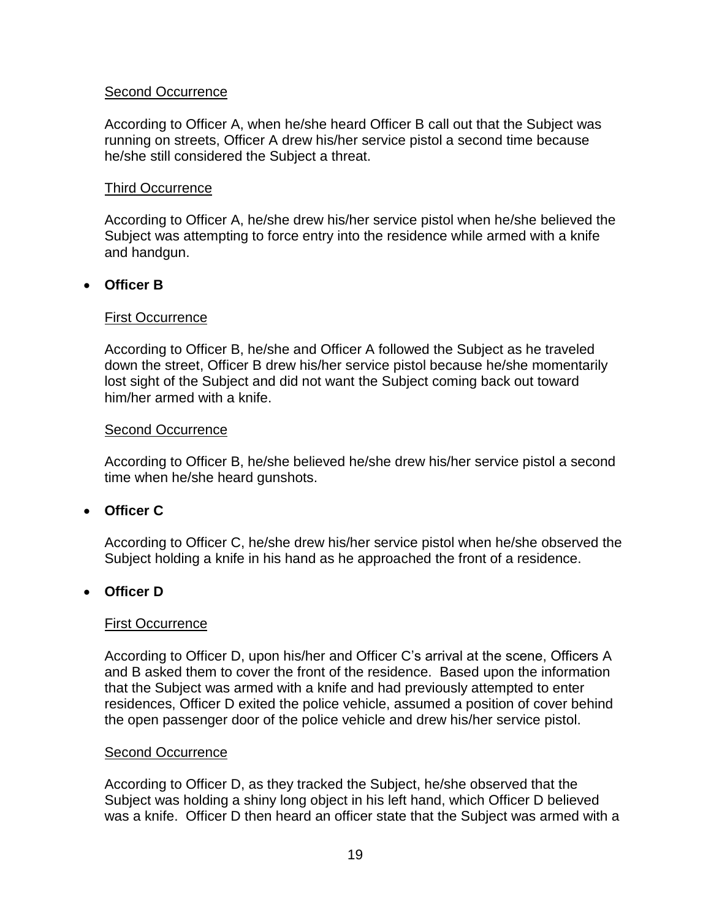Second Occurrence

According to Officer A, when he/she heard Officer B call out that the Subject was running on streets, Officer A drew his/her service pistol a second time because he/she still considered the Subject a threat.

Third Occurrence

According to Officer A, he/she drew his/her service pistol when he/she believed the Subject was attempting to force entry into the residence while armed with a knife and handgun.

- **Officer B**

First Occurrence

According to Officer B, he/she and Officer A followed the Subject as he traveled down the street, Officer B drew his/her service pistol because he/she momentarily lost sight of the Subject and did not want the Subject coming back out toward him/her armed with a knife.

Second Occurrence

According to Officer B, he/she believed he/she drew his/her service pistol a second time when he/she heard gunshots.

- **Officer C**

According to Officer C, he/she drew his/her service pistol when he/she observed the Subject holding a knife in his hand as he approached the front of a residence.

- **Officer D**

First Occurrence

According to Officer D, upon his/her and Officer C's arrival at the scene, Officers A and B asked them to cover the front of the residence. Based upon the information that the Subject was armed with a knife and had previously attempted to enter residences, Officer D exited the police vehicle, assumed a position of cover behind the open passenger door of the police vehicle and drew his/her service pistol.

Second Occurrence

According to Officer D, as they tracked the Subject, he/she observed that the Subject was holding a shiny long object in his left hand, which Officer D believed was a knife. Officer D then heard an officer state that the Subject was armed with a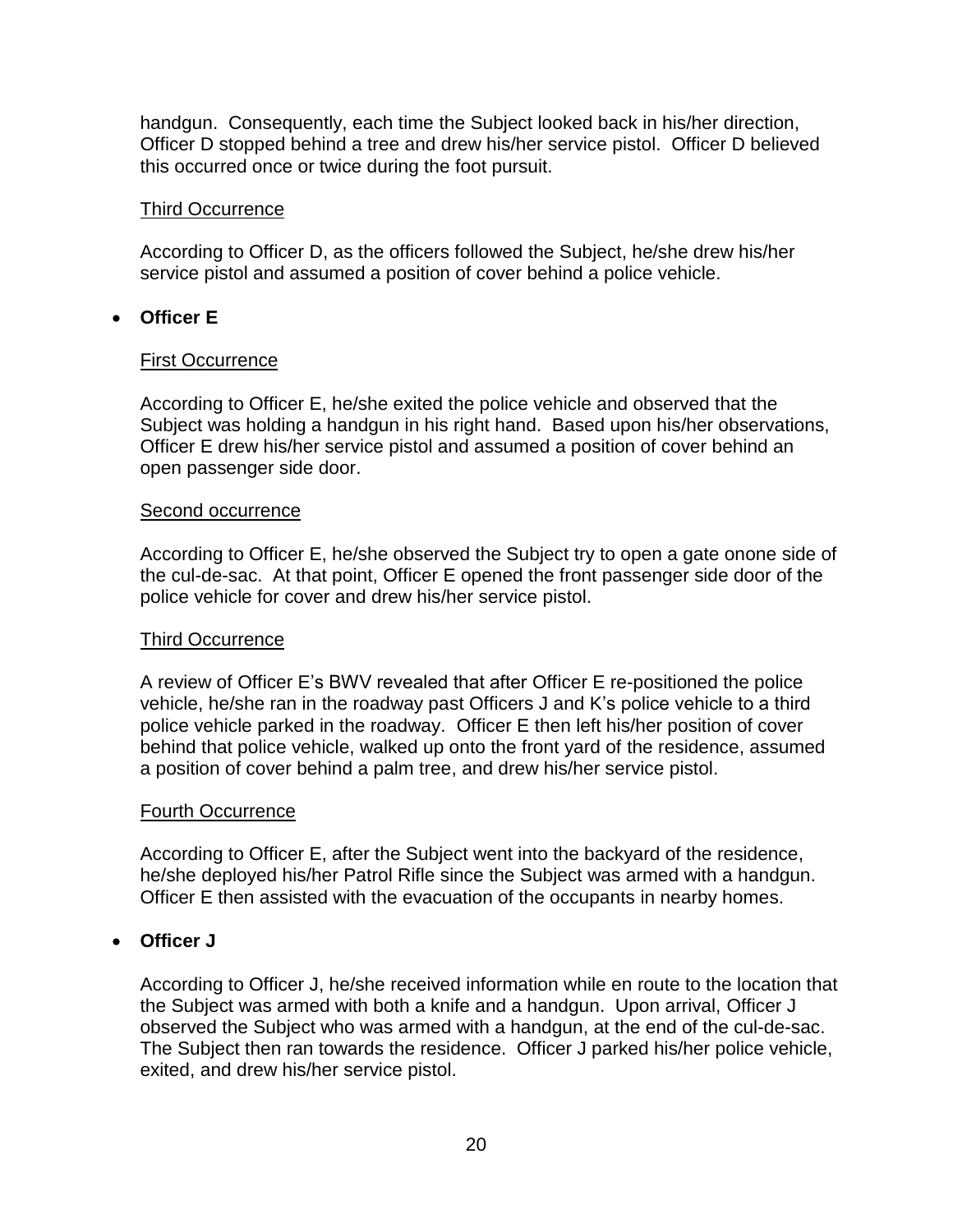handgun. Consequently, each time the Subject looked back in his/her direction, Officer D stopped behind a tree and drew his/her service pistol. Officer D believed this occurred once or twice during the foot pursuit.

Third Occurrence

According to Officer D, as the officers followed the Subject, he/she drew his/her service pistol and assumed a position of cover behind a police vehicle.

- **Officer E**

First Occurrence

According to Officer E, he/she exited the police vehicle and observed that the Subject was holding a handgun in his right hand. Based upon his/her observations, Officer E drew his/her service pistol and assumed a position of cover behind an open passenger side door.

Second occurrence

According to Officer E, he/she observed the Subject try to open a gate onone side of the cul-de-sac. At that point, Officer E opened the front passenger side door of the police vehicle for cover and drew his/her service pistol.

Third Occurrence

A review of Officer E's BWV revealed that after Officer E re-positioned the police vehicle, he/she ran in the roadway past Officers J and K's police vehicle to a third police vehicle parked in the roadway. Officer E then left his/her position of cover behind that police vehicle, walked up onto the front yard of the residence, assumed a position of cover behind a palm tree, and drew his/her service pistol.

Fourth Occurrence

According to Officer E, after the Subject went into the backyard of the residence, he/she deployed his/her Patrol Rifle since the Subject was armed with a handgun. Officer E then assisted with the evacuation of the occupants in nearby homes.

- **Officer J**

According to Officer J, he/she received information while en route to the location that the Subject was armed with both a knife and a handgun. Upon arrival, Officer J observed the Subject who was armed with a handgun, at the end of the cul-de-sac. The Subject then ran towards the residence. Officer J parked his/her police vehicle, exited, and drew his/her service pistol.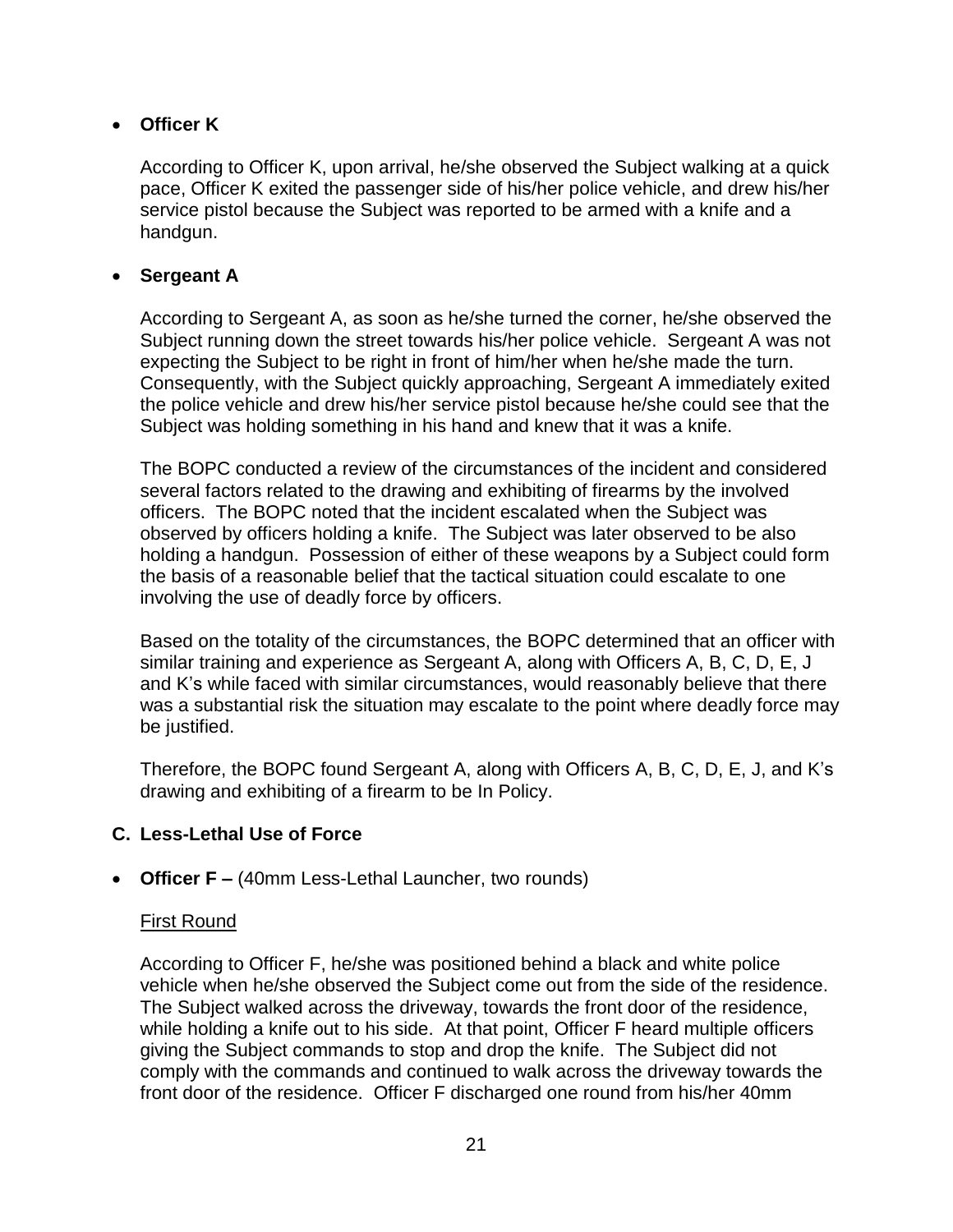- **Officer K**

  According to Officer K, upon arrival, he/she observed the Subject walking at a quick pace, Officer K exited the passenger side of his/her police vehicle, and drew his/her service pistol because the Subject was reported to be armed with a knife and a handgun.

- **Sergeant A**

  According to Sergeant A, as soon as he/she turned the corner, he/she observed the Subject running down the street towards his/her police vehicle. Sergeant A was not expecting the Subject to be right in front of him/her when he/she made the turn. Consequently, with the Subject quickly approaching, Sergeant A immediately exited the police vehicle and drew his/her service pistol because he/she could see that the Subject was holding something in his hand and knew that it was a knife.

  The BOPC conducted a review of the circumstances of the incident and considered several factors related to the drawing and exhibiting of firearms by the involved officers. The BOPC noted that the incident escalated when the Subject was observed by officers holding a knife. The Subject was later observed to be also holding a handgun. Possession of either of these weapons by a Subject could form the basis of a reasonable belief that the tactical situation could escalate to one involving the use of deadly force by officers.

  Based on the totality of the circumstances, the BOPC determined that an officer with similar training and experience as Sergeant A, along with Officers A, B, C, D, E, J and K's while faced with similar circumstances, would reasonably believe that there was a substantial risk the situation may escalate to the point where deadly force may be justified.

  Therefore, the BOPC found Sergeant A, along with Officers A, B, C, D, E, J, and K's drawing and exhibiting of a firearm to be In Policy.

### C. Less-Lethal Use of Force

- **Officer F –** (40mm Less-Lethal Launcher, two rounds)

  First Round

  According to Officer F, he/she was positioned behind a black and white police vehicle when he/she observed the Subject come out from the side of the residence. The Subject walked across the driveway, towards the front door of the residence, while holding a knife out to his side. At that point, Officer F heard multiple officers giving the Subject commands to stop and drop the knife. The Subject did not comply with the commands and continued to walk across the driveway towards the front door of the residence. Officer F discharged one round from his/her 40mm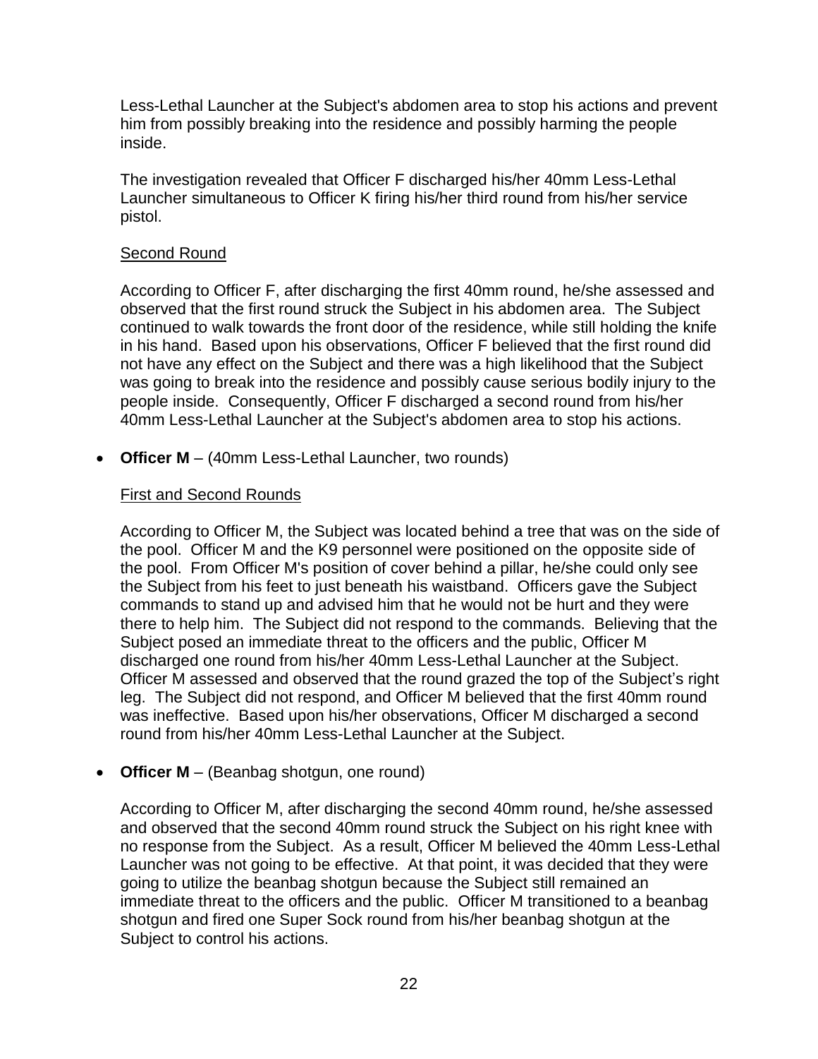Less-Lethal Launcher at the Subject's abdomen area to stop his actions and prevent him from possibly breaking into the residence and possibly harming the people inside.

The investigation revealed that Officer F discharged his/her 40mm Less-Lethal Launcher simultaneous to Officer K firing his/her third round from his/her service pistol.

Second Round

According to Officer F, after discharging the first 40mm round, he/she assessed and observed that the first round struck the Subject in his abdomen area. The Subject continued to walk towards the front door of the residence, while still holding the knife in his hand. Based upon his observations, Officer F believed that the first round did not have any effect on the Subject and there was a high likelihood that the Subject was going to break into the residence and possibly cause serious bodily injury to the people inside. Consequently, Officer F discharged a second round from his/her 40mm Less-Lethal Launcher at the Subject's abdomen area to stop his actions.

- **Officer M** – (40mm Less-Lethal Launcher, two rounds)

  First and Second Rounds

  According to Officer M, the Subject was located behind a tree that was on the side of the pool. Officer M and the K9 personnel were positioned on the opposite side of the pool. From Officer M's position of cover behind a pillar, he/she could only see the Subject from his feet to just beneath his waistband. Officers gave the Subject commands to stand up and advised him that he would not be hurt and they were there to help him. The Subject did not respond to the commands. Believing that the Subject posed an immediate threat to the officers and the public, Officer M discharged one round from his/her 40mm Less-Lethal Launcher at the Subject. Officer M assessed and observed that the round grazed the top of the Subject's right leg. The Subject did not respond, and Officer M believed that the first 40mm round was ineffective. Based upon his/her observations, Officer M discharged a second round from his/her 40mm Less-Lethal Launcher at the Subject.

- **Officer M** – (Beanbag shotgun, one round)

  According to Officer M, after discharging the second 40mm round, he/she assessed and observed that the second 40mm round struck the Subject on his right knee with no response from the Subject. As a result, Officer M believed the 40mm Less-Lethal Launcher was not going to be effective. At that point, it was decided that they were going to utilize the beanbag shotgun because the Subject still remained an immediate threat to the officers and the public. Officer M transitioned to a beanbag shotgun and fired one Super Sock round from his/her beanbag shotgun at the Subject to control his actions.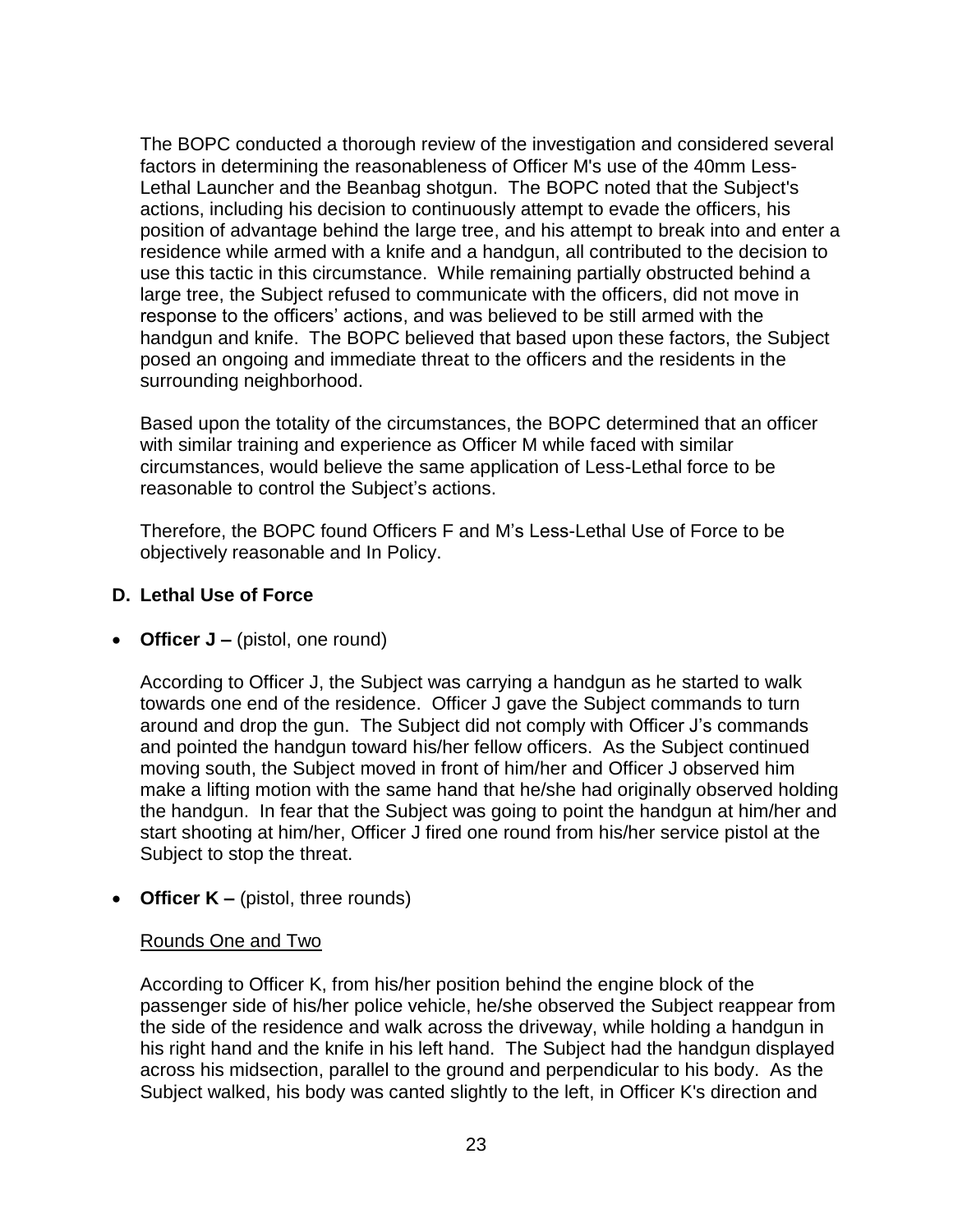The BOPC conducted a thorough review of the investigation and considered several factors in determining the reasonableness of Officer M's use of the 40mm Less-Lethal Launcher and the Beanbag shotgun. The BOPC noted that the Subject's actions, including his decision to continuously attempt to evade the officers, his position of advantage behind the large tree, and his attempt to break into and enter a residence while armed with a knife and a handgun, all contributed to the decision to use this tactic in this circumstance. While remaining partially obstructed behind a large tree, the Subject refused to communicate with the officers, did not move in response to the officers' actions, and was believed to be still armed with the handgun and knife. The BOPC believed that based upon these factors, the Subject posed an ongoing and immediate threat to the officers and the residents in the surrounding neighborhood.

Based upon the totality of the circumstances, the BOPC determined that an officer with similar training and experience as Officer M while faced with similar circumstances, would believe the same application of Less-Lethal force to be reasonable to control the Subject's actions.

Therefore, the BOPC found Officers F and M's Less-Lethal Use of Force to be objectively reasonable and In Policy.

### D. Lethal Use of Force

- **Officer J –** (pistol, one round)

  According to Officer J, the Subject was carrying a handgun as he started to walk towards one end of the residence. Officer J gave the Subject commands to turn around and drop the gun. The Subject did not comply with Officer J's commands and pointed the handgun toward his/her fellow officers. As the Subject continued moving south, the Subject moved in front of him/her and Officer J observed him make a lifting motion with the same hand that he/she had originally observed holding the handgun. In fear that the Subject was going to point the handgun at him/her and start shooting at him/her, Officer J fired one round from his/her service pistol at the Subject to stop the threat.

- **Officer K –** (pistol, three rounds)

  Rounds One and Two

  According to Officer K, from his/her position behind the engine block of the passenger side of his/her police vehicle, he/she observed the Subject reappear from the side of the residence and walk across the driveway, while holding a handgun in his right hand and the knife in his left hand. The Subject had the handgun displayed across his midsection, parallel to the ground and perpendicular to his body. As the Subject walked, his body was canted slightly to the left, in Officer K's direction and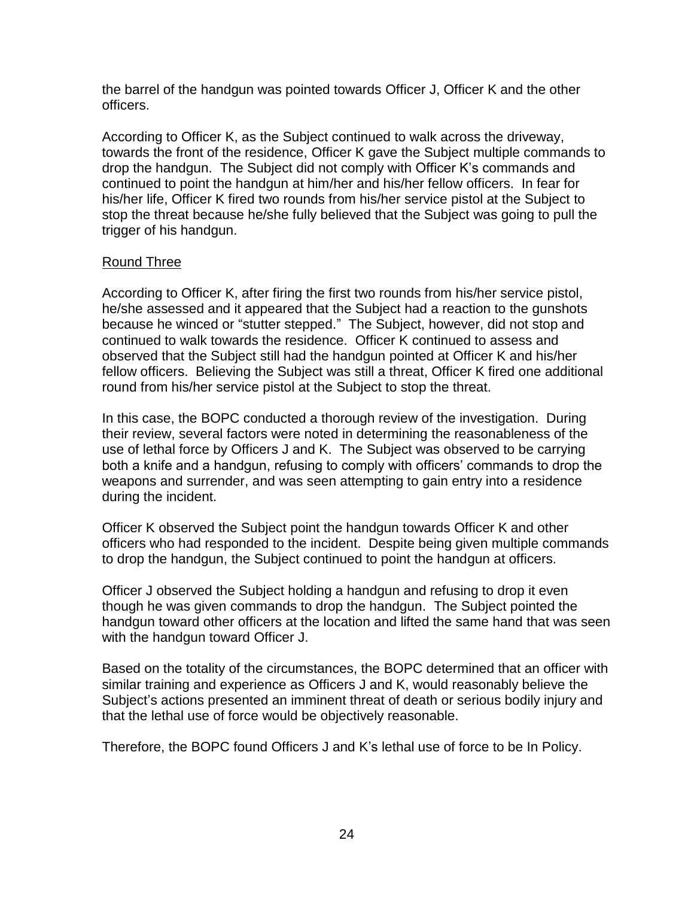the barrel of the handgun was pointed towards Officer J, Officer K and the other officers.

According to Officer K, as the Subject continued to walk across the driveway, towards the front of the residence, Officer K gave the Subject multiple commands to drop the handgun. The Subject did not comply with Officer K's commands and continued to point the handgun at him/her and his/her fellow officers. In fear for his/her life, Officer K fired two rounds from his/her service pistol at the Subject to stop the threat because he/she fully believed that the Subject was going to pull the trigger of his handgun.

Round Three

According to Officer K, after firing the first two rounds from his/her service pistol, he/she assessed and it appeared that the Subject had a reaction to the gunshots because he winced or "stutter stepped." The Subject, however, did not stop and continued to walk towards the residence. Officer K continued to assess and observed that the Subject still had the handgun pointed at Officer K and his/her fellow officers. Believing the Subject was still a threat, Officer K fired one additional round from his/her service pistol at the Subject to stop the threat.

In this case, the BOPC conducted a thorough review of the investigation. During their review, several factors were noted in determining the reasonableness of the use of lethal force by Officers J and K. The Subject was observed to be carrying both a knife and a handgun, refusing to comply with officers' commands to drop the weapons and surrender, and was seen attempting to gain entry into a residence during the incident.

Officer K observed the Subject point the handgun towards Officer K and other officers who had responded to the incident. Despite being given multiple commands to drop the handgun, the Subject continued to point the handgun at officers.

Officer J observed the Subject holding a handgun and refusing to drop it even though he was given commands to drop the handgun. The Subject pointed the handgun toward other officers at the location and lifted the same hand that was seen with the handgun toward Officer J.

Based on the totality of the circumstances, the BOPC determined that an officer with similar training and experience as Officers J and K, would reasonably believe the Subject's actions presented an imminent threat of death or serious bodily injury and that the lethal use of force would be objectively reasonable.

Therefore, the BOPC found Officers J and K's lethal use of force to be In Policy.